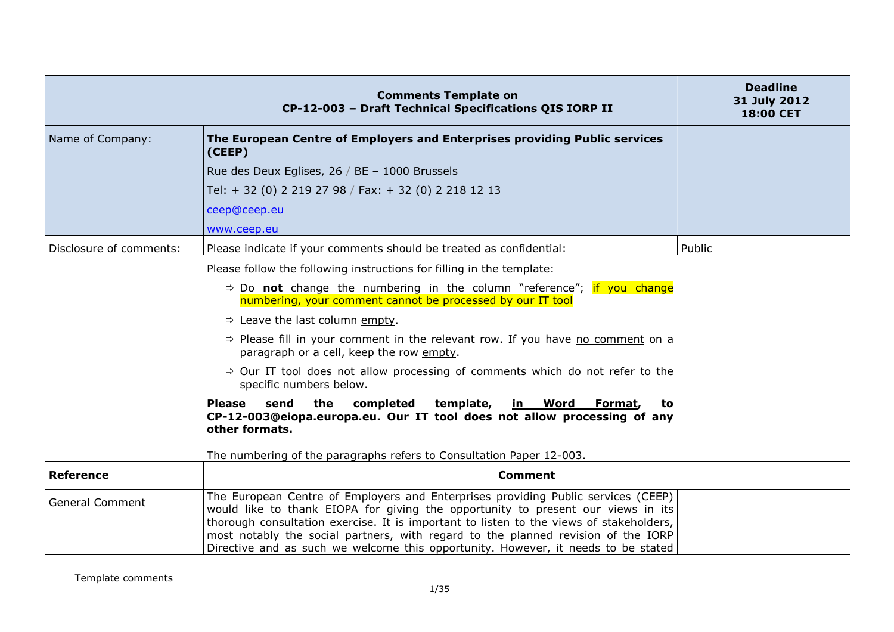| Comments Template on CP-12-003 – Draft Technical Specifications QIS IORP II | | Deadline 31 July 2012 18:00 CET |
|---|---|---|
| Name of Company: | **The European Centre of Employers and Enterprises providing Public services (CEEP)**<br>Rue des Deux Eglises, 26 / BE – 1000 Brussels<br>Tel: + 32 (0) 2 219 27 98 / Fax: + 32 (0) 2 218 12 13<br>ceep@ceep.eu<br>www.ceep.eu | |
| Disclosure of comments: | Please indicate if your comments should be treated as confidential: | Public |
| | Please follow the following instructions for filling in the template:<br>⇨ Do **not** change the numbering in the column "reference"; if you change numbering, your comment cannot be processed by our IT tool<br>⇨ Leave the last column empty.<br>⇨ Please fill in your comment in the relevant row. If you have no comment on a paragraph or a cell, keep the row empty.<br>⇨ Our IT tool does not allow processing of comments which do not refer to the specific numbers below.<br>**Please send the completed template, in Word Format, to CP-12-003@eiopa.europa.eu. Our IT tool does not allow processing of any other formats.**<br>The numbering of the paragraphs refers to Consultation Paper 12-003. | |
| **Reference** | **Comment** | |
| General Comment | The European Centre of Employers and Enterprises providing Public services (CEEP) would like to thank EIOPA for giving the opportunity to present our views in its thorough consultation exercise. It is important to listen to the views of stakeholders, most notably the social partners, with regard to the planned revision of the IORP Directive and as such we welcome this opportunity. However, it needs to be stated | |

Template comments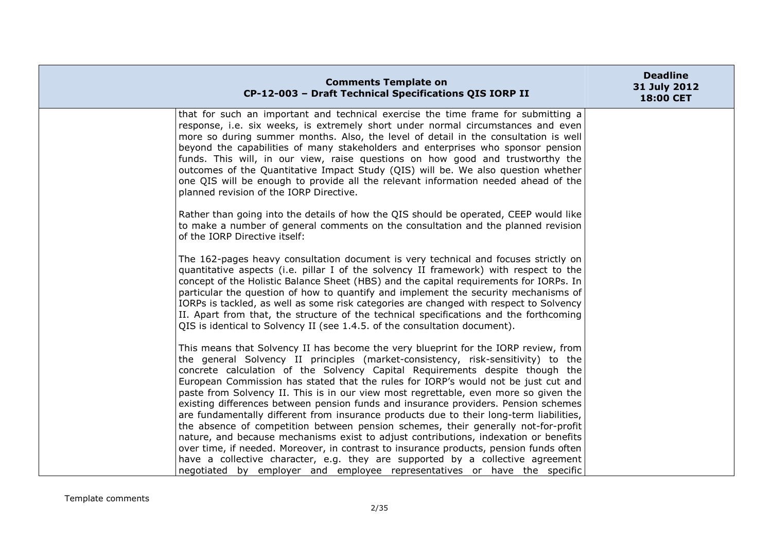that for such an important and technical exercise the time frame for submitting a response, i.e. six weeks, is extremely short under normal circumstances and even more so during summer months. Also, the level of detail in the consultation is well beyond the capabilities of many stakeholders and enterprises who sponsor pension funds. This will, in our view, raise questions on how good and trustworthy the outcomes of the Quantitative Impact Study (QIS) will be. We also question whether one QIS will be enough to provide all the relevant information needed ahead of the planned revision of the IORP Directive.

Rather than going into the details of how the QIS should be operated, CEEP would like to make a number of general comments on the consultation and the planned revision of the IORP Directive itself:

The 162-pages heavy consultation document is very technical and focuses strictly on quantitative aspects (i.e. pillar I of the solvency II framework) with respect to the concept of the Holistic Balance Sheet (HBS) and the capital requirements for IORPs. In particular the question of how to quantify and implement the security mechanisms of IORPs is tackled, as well as some risk categories are changed with respect to Solvency II. Apart from that, the structure of the technical specifications and the forthcoming QIS is identical to Solvency II (see 1.4.5. of the consultation document).

This means that Solvency II has become the very blueprint for the IORP review, from the general Solvency II principles (market-consistency, risk-sensitivity) to the concrete calculation of the Solvency Capital Requirements despite though the European Commission has stated that the rules for IORP's would not be just cut and paste from Solvency II. This is in our view most regrettable, even more so given the existing differences between pension funds and insurance providers. Pension schemes are fundamentally different from insurance products due to their long-term liabilities, the absence of competition between pension schemes, their generally not-for-profit nature, and because mechanisms exist to adjust contributions, indexation or benefits over time, if needed. Moreover, in contrast to insurance products, pension funds often have a collective character, e.g. they are supported by a collective agreement negotiated by employer and employee representatives or have the specific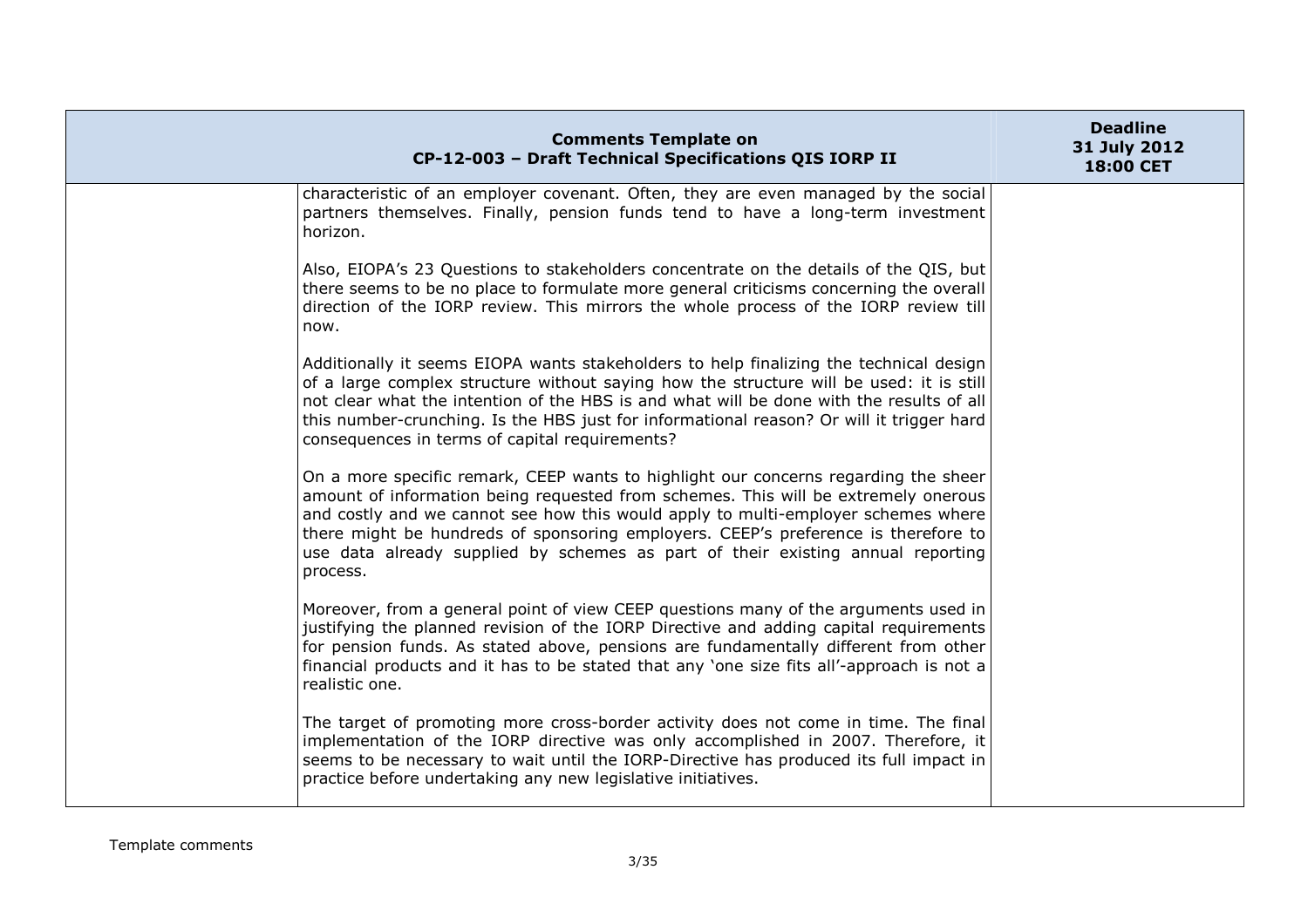| Comments Template on CP-12-003 – Draft Technical Specifications QIS IORP II | | Deadline 31 July 2012 18:00 CET |
|---|---|---|
| | characteristic of an employer covenant. Often, they are even managed by the social partners themselves. Finally, pension funds tend to have a long-term investment horizon.<br><br>Also, EIOPA's 23 Questions to stakeholders concentrate on the details of the QIS, but there seems to be no place to formulate more general criticisms concerning the overall direction of the IORP review. This mirrors the whole process of the IORP review till now.<br><br>Additionally it seems EIOPA wants stakeholders to help finalizing the technical design of a large complex structure without saying how the structure will be used: it is still not clear what the intention of the HBS is and what will be done with the results of all this number-crunching. Is the HBS just for informational reason? Or will it trigger hard consequences in terms of capital requirements?<br><br>On a more specific remark, CEEP wants to highlight our concerns regarding the sheer amount of information being requested from schemes. This will be extremely onerous and costly and we cannot see how this would apply to multi-employer schemes where there might be hundreds of sponsoring employers. CEEP's preference is therefore to use data already supplied by schemes as part of their existing annual reporting process.<br><br>Moreover, from a general point of view CEEP questions many of the arguments used in justifying the planned revision of the IORP Directive and adding capital requirements for pension funds. As stated above, pensions are fundamentally different from other financial products and it has to be stated that any 'one size fits all'-approach is not a realistic one.<br><br>The target of promoting more cross-border activity does not come in time. The final implementation of the IORP directive was only accomplished in 2007. Therefore, it seems to be necessary to wait until the IORP-Directive has produced its full impact in practice before undertaking any new legislative initiatives. | |

Template comments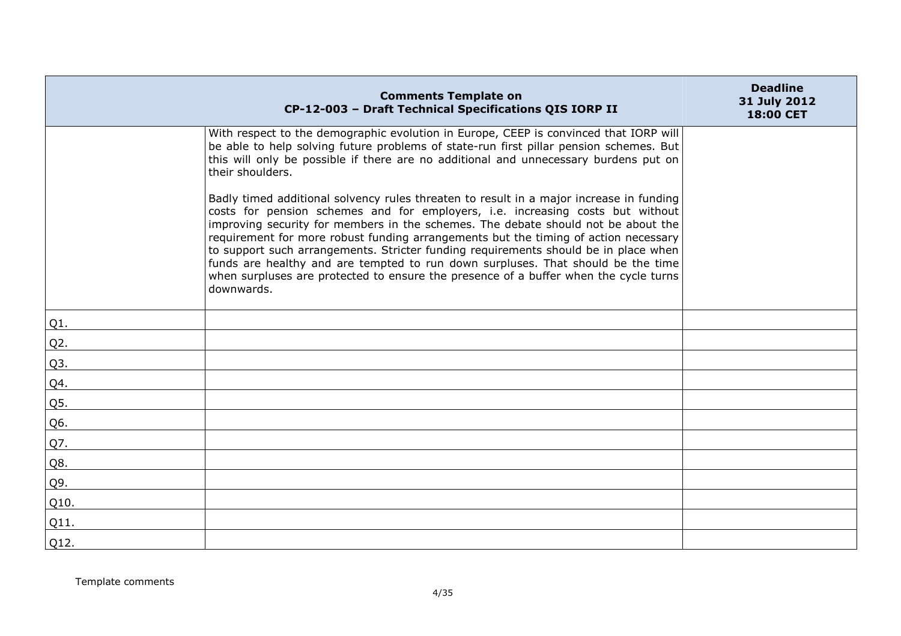| Comments Template on CP-12-003 – Draft Technical Specifications QIS IORP II | | Deadline 31 July 2012 18:00 CET |
|---|---|---|
| | With respect to the demographic evolution in Europe, CEEP is convinced that IORP will be able to help solving future problems of state-run first pillar pension schemes. But this will only be possible if there are no additional and unnecessary burdens put on their shoulders.<br><br>Badly timed additional solvency rules threaten to result in a major increase in funding costs for pension schemes and for employers, i.e. increasing costs but without improving security for members in the schemes. The debate should not be about the requirement for more robust funding arrangements but the timing of action necessary to support such arrangements. Stricter funding requirements should be in place when funds are healthy and are tempted to run down surpluses. That should be the time when surpluses are protected to ensure the presence of a buffer when the cycle turns downwards. | |
| Q1. | | |
| Q2. | | |
| Q3. | | |
| Q4. | | |
| Q5. | | |
| Q6. | | |
| Q7. | | |
| Q8. | | |
| Q9. | | |
| Q10. | | |
| Q11. | | |
| Q12. | | |

Template comments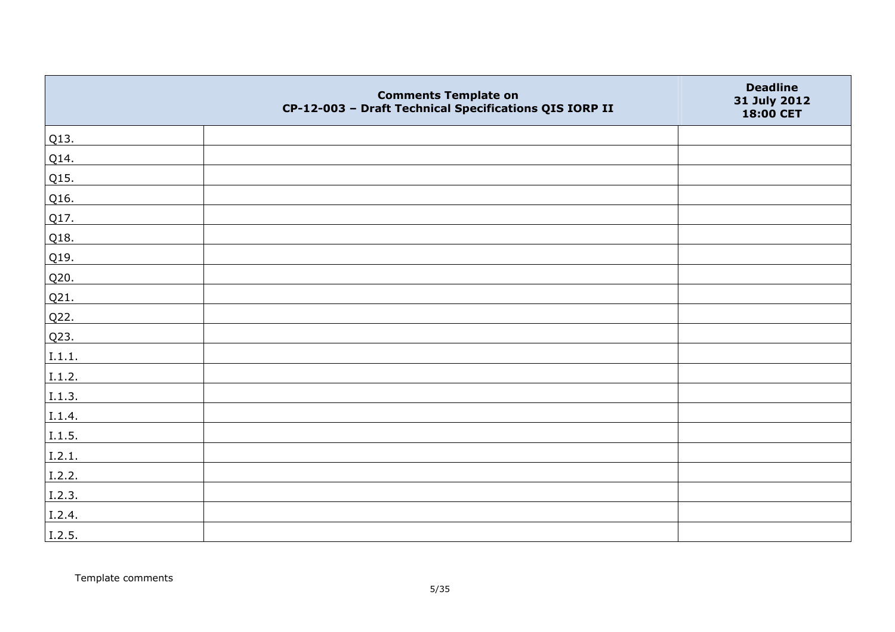| | Comments Template on CP-12-003 – Draft Technical Specifications QIS IORP II | Deadline 31 July 2012 18:00 CET |
|---|---|---|
| Q13. | | |
| Q14. | | |
| Q15. | | |
| Q16. | | |
| Q17. | | |
| Q18. | | |
| Q19. | | |
| Q20. | | |
| Q21. | | |
| Q22. | | |
| Q23. | | |
| I.1.1. | | |
| I.1.2. | | |
| I.1.3. | | |
| I.1.4. | | |
| I.1.5. | | |
| I.2.1. | | |
| I.2.2. | | |
| I.2.3. | | |
| I.2.4. | | |
| I.2.5. | | |

Template comments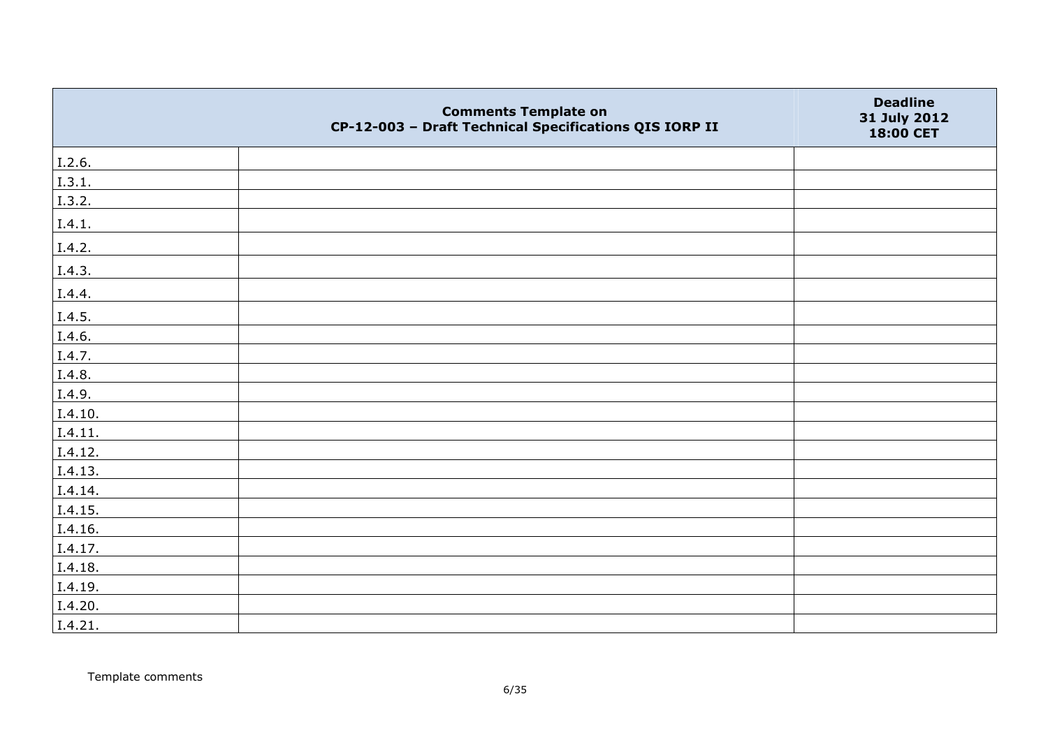| | Comments Template on CP-12-003 – Draft Technical Specifications QIS IORP II | Deadline 31 July 2012 18:00 CET |
|---|---|---|
| I.2.6. | | |
| I.3.1. | | |
| I.3.2. | | |
| I.4.1. | | |
| I.4.2. | | |
| I.4.3. | | |
| I.4.4. | | |
| I.4.5. | | |
| I.4.6. | | |
| I.4.7. | | |
| I.4.8. | | |
| I.4.9. | | |
| I.4.10. | | |
| I.4.11. | | |
| I.4.12. | | |
| I.4.13. | | |
| I.4.14. | | |
| I.4.15. | | |
| I.4.16. | | |
| I.4.17. | | |
| I.4.18. | | |
| I.4.19. | | |
| I.4.20. | | |
| I.4.21. | | |

Template comments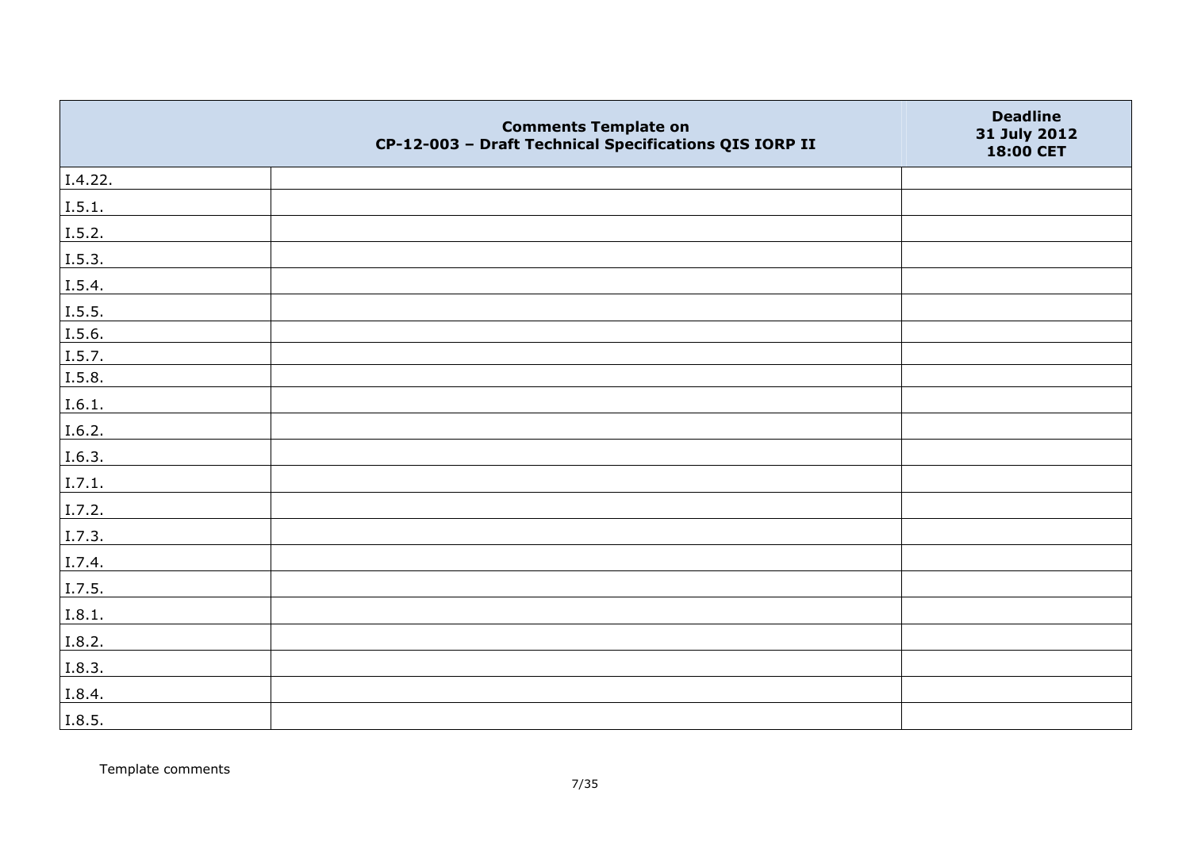| | Comments Template on CP-12-003 – Draft Technical Specifications QIS IORP II | Deadline 31 July 2012 18:00 CET |
|---|---|---|
| I.4.22. | | |
| I.5.1. | | |
| I.5.2. | | |
| I.5.3. | | |
| I.5.4. | | |
| I.5.5. | | |
| I.5.6. | | |
| I.5.7. | | |
| I.5.8. | | |
| I.6.1. | | |
| I.6.2. | | |
| I.6.3. | | |
| I.7.1. | | |
| I.7.2. | | |
| I.7.3. | | |
| I.7.4. | | |
| I.7.5. | | |
| I.8.1. | | |
| I.8.2. | | |
| I.8.3. | | |
| I.8.4. | | |
| I.8.5. | | |

Template comments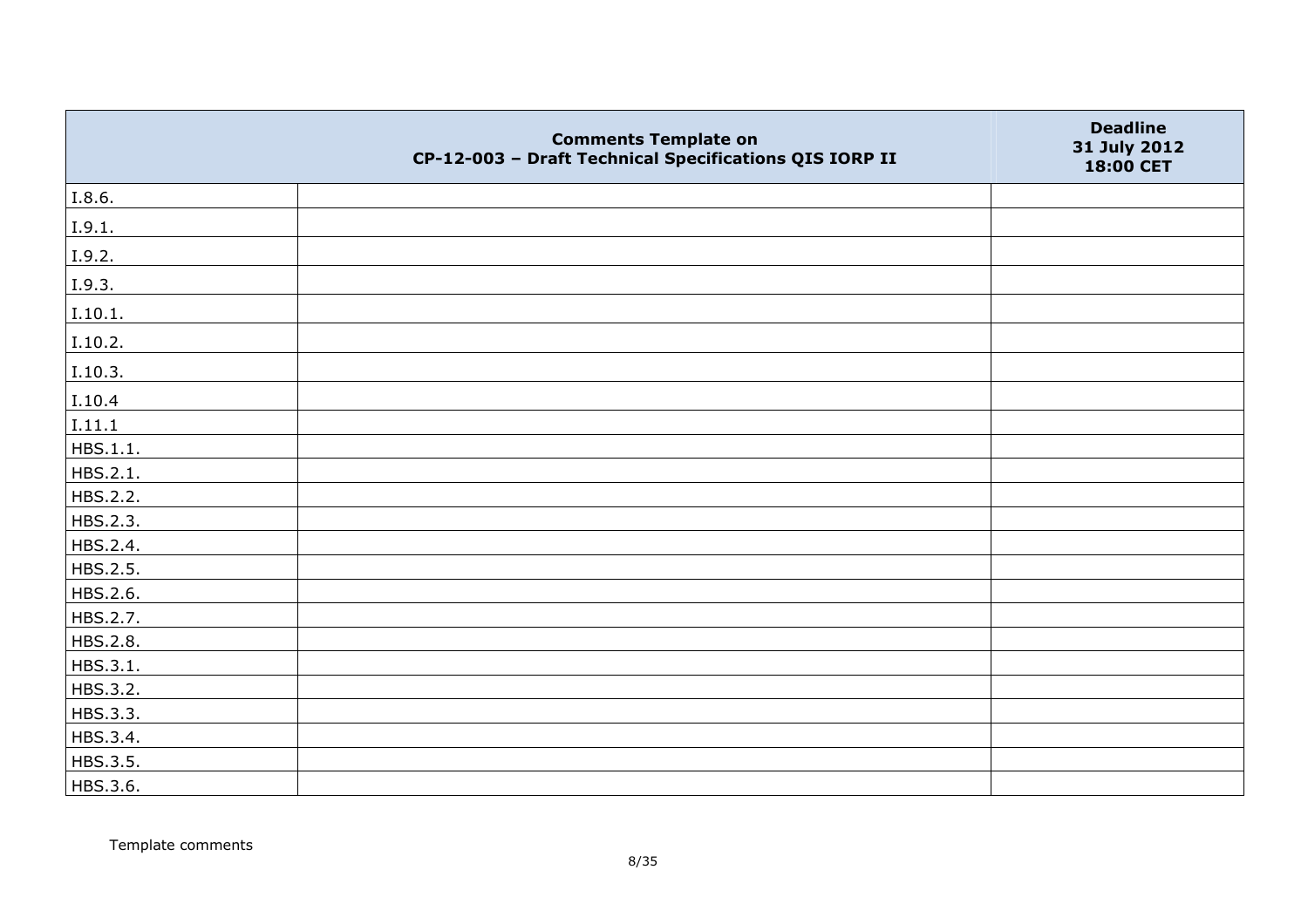| Comments Template on CP-12-003 – Draft Technical Specifications QIS IORP II | | Deadline 31 July 2012 18:00 CET |
|---|---|---|
| I.8.6. | | |
| I.9.1. | | |
| I.9.2. | | |
| I.9.3. | | |
| I.10.1. | | |
| I.10.2. | | |
| I.10.3. | | |
| I.10.4 | | |
| I.11.1 | | |
| HBS.1.1. | | |
| HBS.2.1. | | |
| HBS.2.2. | | |
| HBS.2.3. | | |
| HBS.2.4. | | |
| HBS.2.5. | | |
| HBS.2.6. | | |
| HBS.2.7. | | |
| HBS.2.8. | | |
| HBS.3.1. | | |
| HBS.3.2. | | |
| HBS.3.3. | | |
| HBS.3.4. | | |
| HBS.3.5. | | |
| HBS.3.6. | | |

Template comments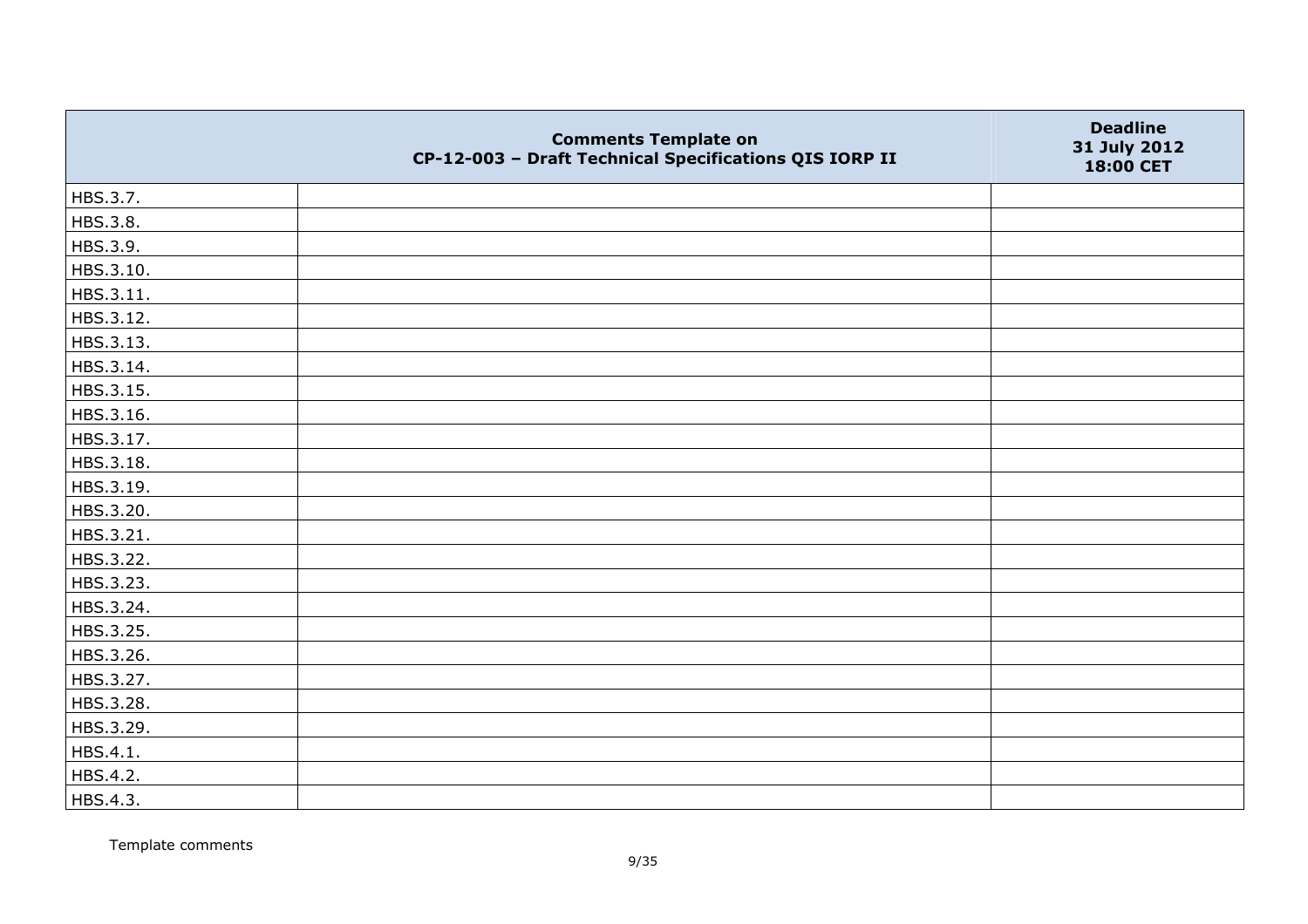| | Comments Template on CP-12-003 – Draft Technical Specifications QIS IORP II | Deadline 31 July 2012 18:00 CET |
|---|---|---|
| HBS.3.7. | | |
| HBS.3.8. | | |
| HBS.3.9. | | |
| HBS.3.10. | | |
| HBS.3.11. | | |
| HBS.3.12. | | |
| HBS.3.13. | | |
| HBS.3.14. | | |
| HBS.3.15. | | |
| HBS.3.16. | | |
| HBS.3.17. | | |
| HBS.3.18. | | |
| HBS.3.19. | | |
| HBS.3.20. | | |
| HBS.3.21. | | |
| HBS.3.22. | | |
| HBS.3.23. | | |
| HBS.3.24. | | |
| HBS.3.25. | | |
| HBS.3.26. | | |
| HBS.3.27. | | |
| HBS.3.28. | | |
| HBS.3.29. | | |
| HBS.4.1. | | |
| HBS.4.2. | | |
| HBS.4.3. | | |

Template comments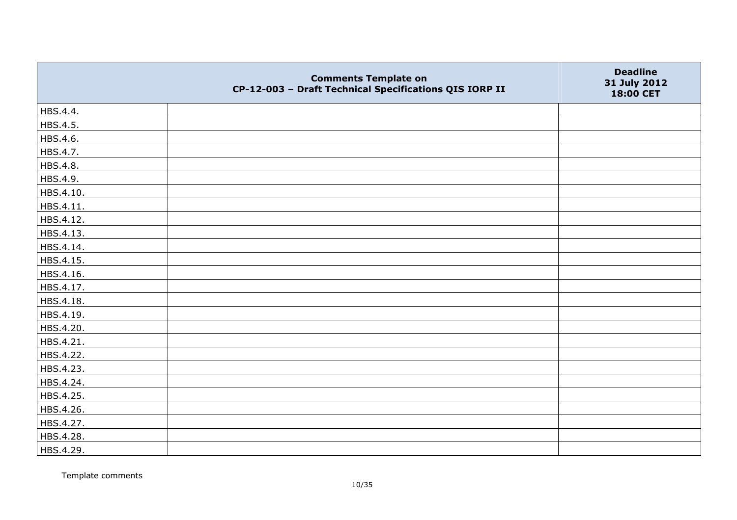|  | Comments Template on CP-12-003 – Draft Technical Specifications QIS IORP II | Deadline 31 July 2012 18:00 CET |
|---|---|---|
| HBS.4.4. |  |  |
| HBS.4.5. |  |  |
| HBS.4.6. |  |  |
| HBS.4.7. |  |  |
| HBS.4.8. |  |  |
| HBS.4.9. |  |  |
| HBS.4.10. |  |  |
| HBS.4.11. |  |  |
| HBS.4.12. |  |  |
| HBS.4.13. |  |  |
| HBS.4.14. |  |  |
| HBS.4.15. |  |  |
| HBS.4.16. |  |  |
| HBS.4.17. |  |  |
| HBS.4.18. |  |  |
| HBS.4.19. |  |  |
| HBS.4.20. |  |  |
| HBS.4.21. |  |  |
| HBS.4.22. |  |  |
| HBS.4.23. |  |  |
| HBS.4.24. |  |  |
| HBS.4.25. |  |  |
| HBS.4.26. |  |  |
| HBS.4.27. |  |  |
| HBS.4.28. |  |  |
| HBS.4.29. |  |  |

Template comments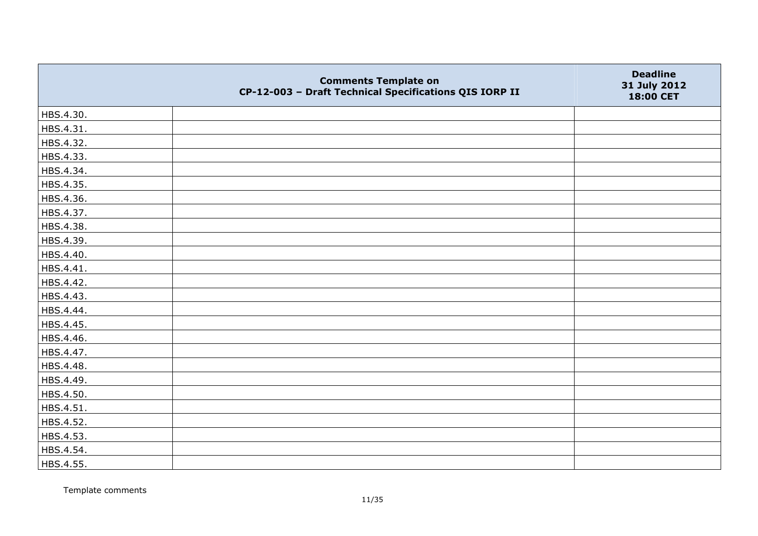|  | Comments Template on CP-12-003 – Draft Technical Specifications QIS IORP II | Deadline 31 July 2012 18:00 CET |
|---|---|---|
| HBS.4.30. |  |  |
| HBS.4.31. |  |  |
| HBS.4.32. |  |  |
| HBS.4.33. |  |  |
| HBS.4.34. |  |  |
| HBS.4.35. |  |  |
| HBS.4.36. |  |  |
| HBS.4.37. |  |  |
| HBS.4.38. |  |  |
| HBS.4.39. |  |  |
| HBS.4.40. |  |  |
| HBS.4.41. |  |  |
| HBS.4.42. |  |  |
| HBS.4.43. |  |  |
| HBS.4.44. |  |  |
| HBS.4.45. |  |  |
| HBS.4.46. |  |  |
| HBS.4.47. |  |  |
| HBS.4.48. |  |  |
| HBS.4.49. |  |  |
| HBS.4.50. |  |  |
| HBS.4.51. |  |  |
| HBS.4.52. |  |  |
| HBS.4.53. |  |  |
| HBS.4.54. |  |  |
| HBS.4.55. |  |  |

Template comments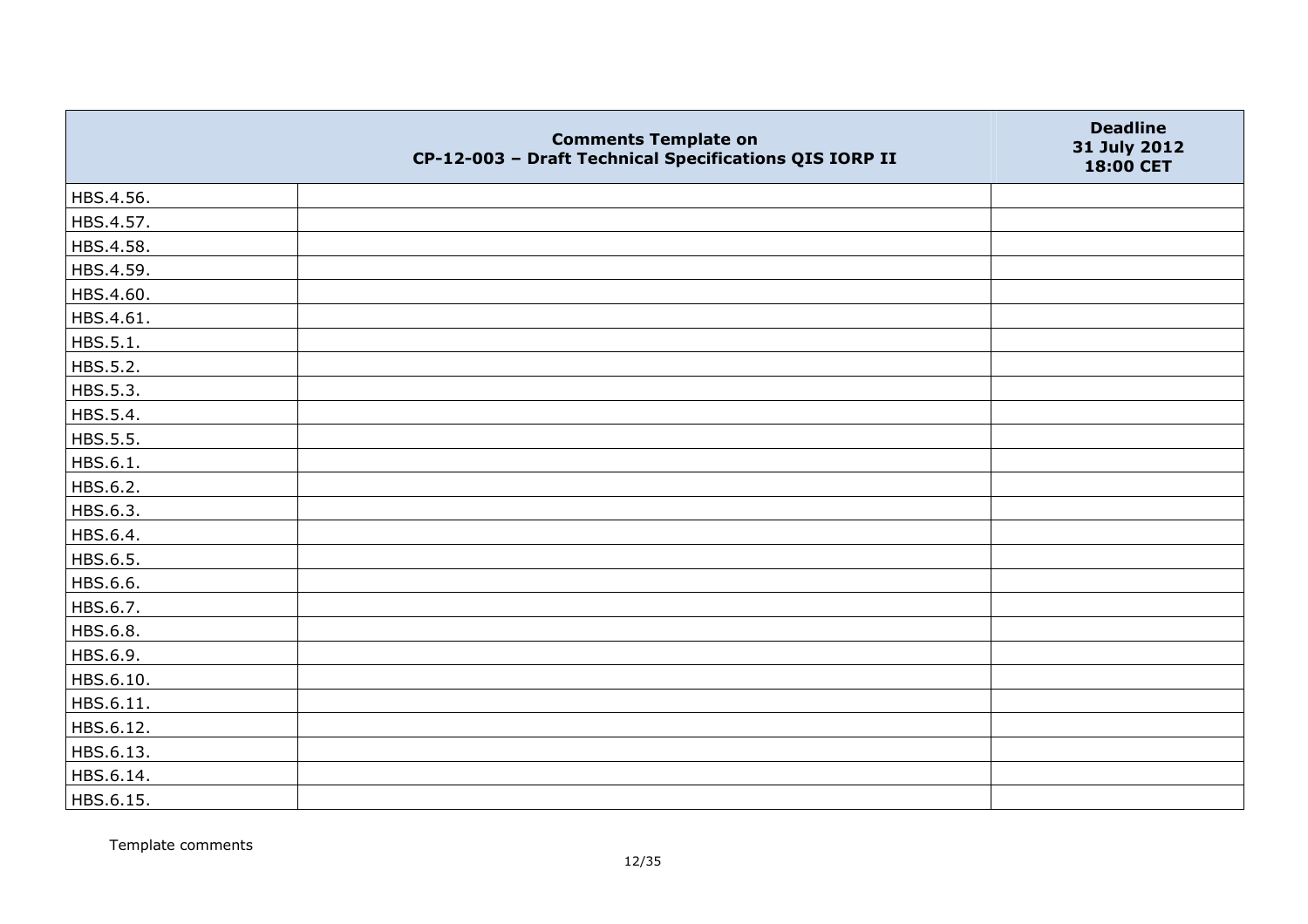| | Comments Template on CP-12-003 – Draft Technical Specifications QIS IORP II | Deadline 31 July 2012 18:00 CET |
|---|---|---|
| HBS.4.56. | | |
| HBS.4.57. | | |
| HBS.4.58. | | |
| HBS.4.59. | | |
| HBS.4.60. | | |
| HBS.4.61. | | |
| HBS.5.1. | | |
| HBS.5.2. | | |
| HBS.5.3. | | |
| HBS.5.4. | | |
| HBS.5.5. | | |
| HBS.6.1. | | |
| HBS.6.2. | | |
| HBS.6.3. | | |
| HBS.6.4. | | |
| HBS.6.5. | | |
| HBS.6.6. | | |
| HBS.6.7. | | |
| HBS.6.8. | | |
| HBS.6.9. | | |
| HBS.6.10. | | |
| HBS.6.11. | | |
| HBS.6.12. | | |
| HBS.6.13. | | |
| HBS.6.14. | | |
| HBS.6.15. | | |

Template comments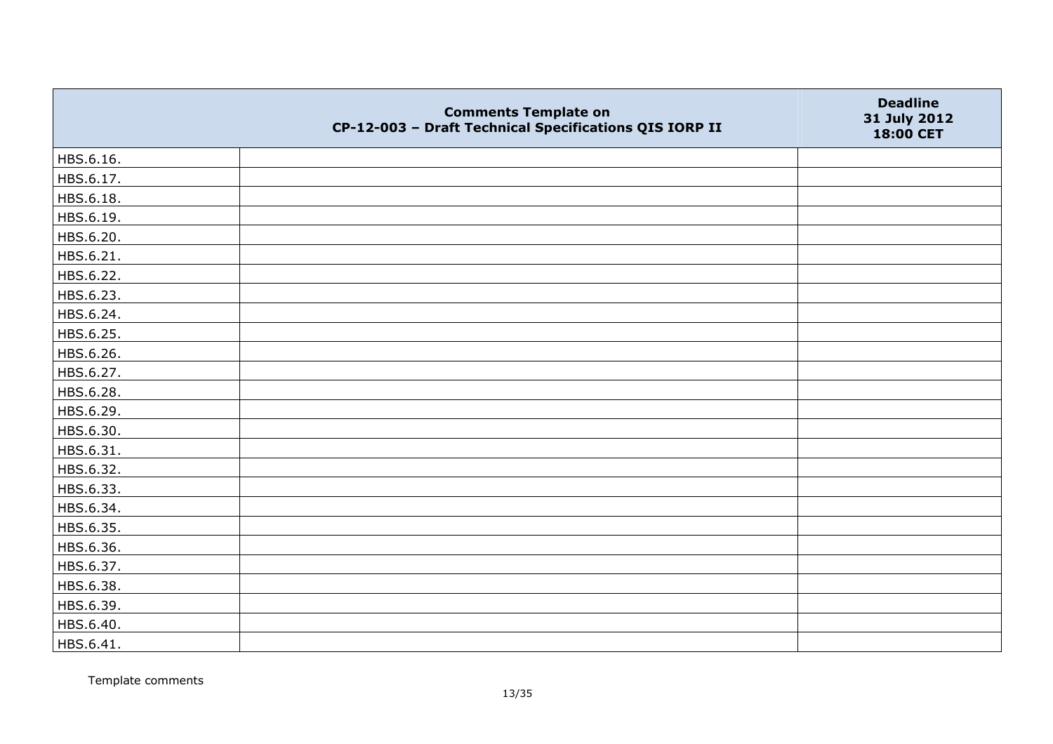| | Comments Template on CP-12-003 – Draft Technical Specifications QIS IORP II | Deadline 31 July 2012 18:00 CET |
|---|---|---|
| HBS.6.16. | | |
| HBS.6.17. | | |
| HBS.6.18. | | |
| HBS.6.19. | | |
| HBS.6.20. | | |
| HBS.6.21. | | |
| HBS.6.22. | | |
| HBS.6.23. | | |
| HBS.6.24. | | |
| HBS.6.25. | | |
| HBS.6.26. | | |
| HBS.6.27. | | |
| HBS.6.28. | | |
| HBS.6.29. | | |
| HBS.6.30. | | |
| HBS.6.31. | | |
| HBS.6.32. | | |
| HBS.6.33. | | |
| HBS.6.34. | | |
| HBS.6.35. | | |
| HBS.6.36. | | |
| HBS.6.37. | | |
| HBS.6.38. | | |
| HBS.6.39. | | |
| HBS.6.40. | | |
| HBS.6.41. | | |

Template comments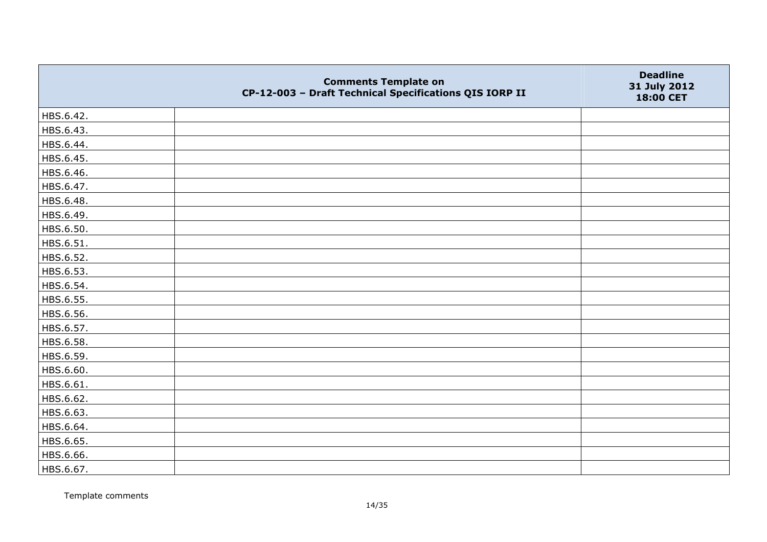| | Comments Template on CP-12-003 – Draft Technical Specifications QIS IORP II | Deadline 31 July 2012 18:00 CET |
|---|---|---|
| HBS.6.42. | | |
| HBS.6.43. | | |
| HBS.6.44. | | |
| HBS.6.45. | | |
| HBS.6.46. | | |
| HBS.6.47. | | |
| HBS.6.48. | | |
| HBS.6.49. | | |
| HBS.6.50. | | |
| HBS.6.51. | | |
| HBS.6.52. | | |
| HBS.6.53. | | |
| HBS.6.54. | | |
| HBS.6.55. | | |
| HBS.6.56. | | |
| HBS.6.57. | | |
| HBS.6.58. | | |
| HBS.6.59. | | |
| HBS.6.60. | | |
| HBS.6.61. | | |
| HBS.6.62. | | |
| HBS.6.63. | | |
| HBS.6.64. | | |
| HBS.6.65. | | |
| HBS.6.66. | | |
| HBS.6.67. | | |

Template comments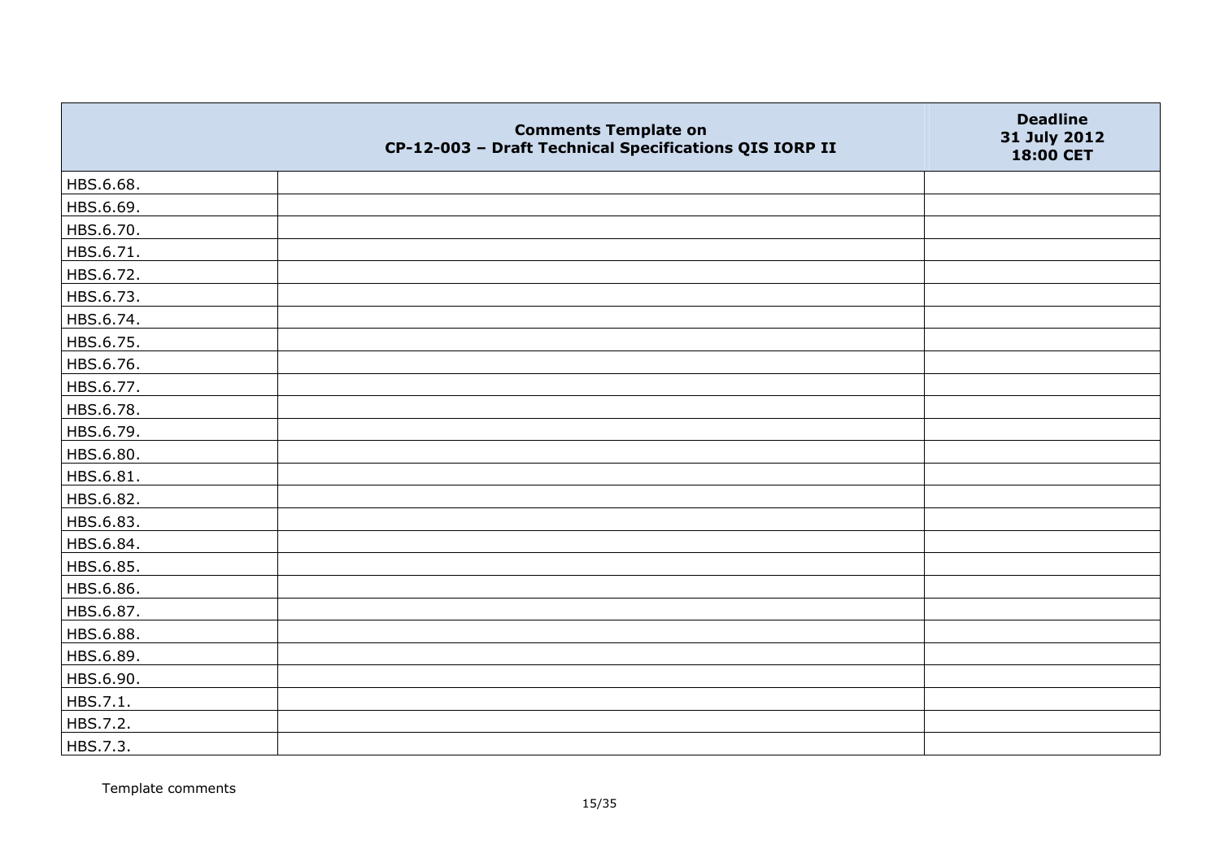| | Comments Template on CP-12-003 – Draft Technical Specifications QIS IORP II | Deadline 31 July 2012 18:00 CET |
|---|---|---|
| HBS.6.68. | | |
| HBS.6.69. | | |
| HBS.6.70. | | |
| HBS.6.71. | | |
| HBS.6.72. | | |
| HBS.6.73. | | |
| HBS.6.74. | | |
| HBS.6.75. | | |
| HBS.6.76. | | |
| HBS.6.77. | | |
| HBS.6.78. | | |
| HBS.6.79. | | |
| HBS.6.80. | | |
| HBS.6.81. | | |
| HBS.6.82. | | |
| HBS.6.83. | | |
| HBS.6.84. | | |
| HBS.6.85. | | |
| HBS.6.86. | | |
| HBS.6.87. | | |
| HBS.6.88. | | |
| HBS.6.89. | | |
| HBS.6.90. | | |
| HBS.7.1. | | |
| HBS.7.2. | | |
| HBS.7.3. | | |

Template comments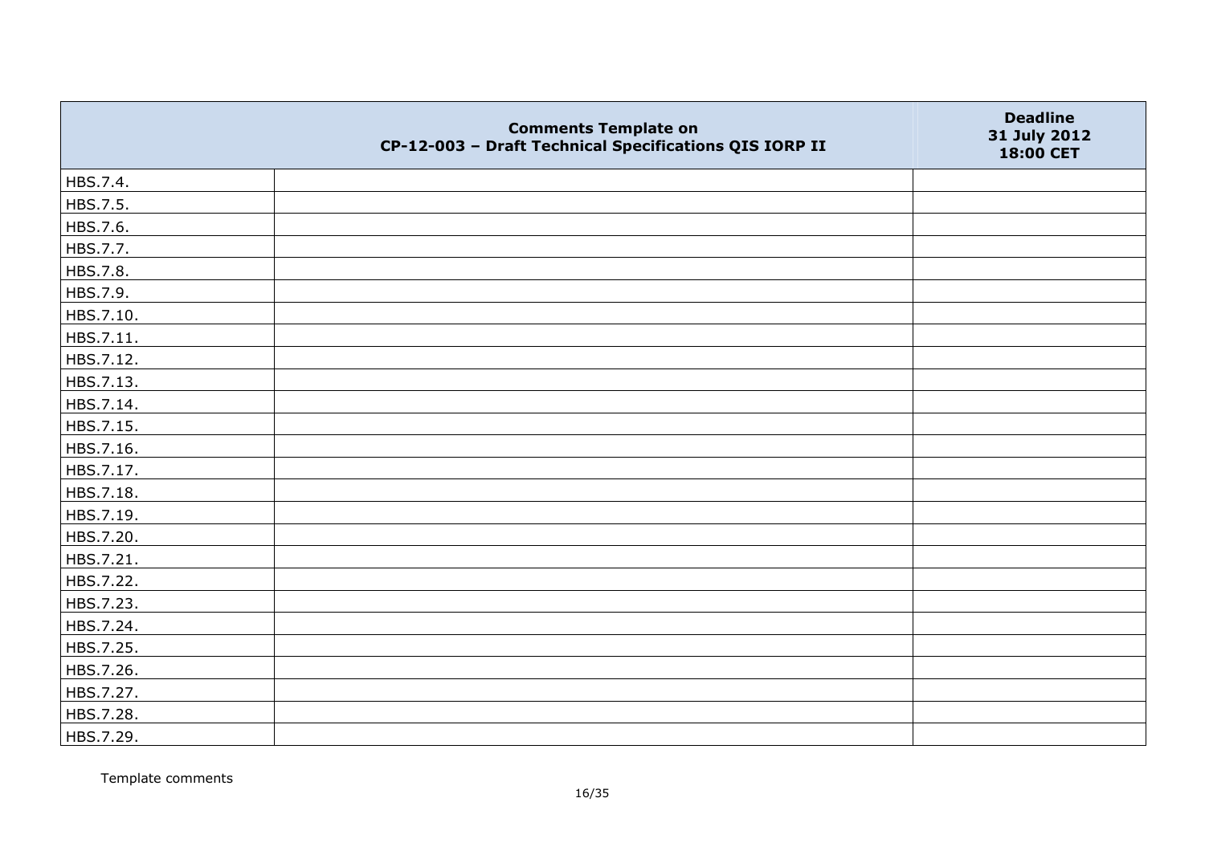|  | Comments Template on<br>CP-12-003 – Draft Technical Specifications QIS IORP II | Deadline<br>31 July 2012<br>18:00 CET |
|---|---|---|
| HBS.7.4. |  |  |
| HBS.7.5. |  |  |
| HBS.7.6. |  |  |
| HBS.7.7. |  |  |
| HBS.7.8. |  |  |
| HBS.7.9. |  |  |
| HBS.7.10. |  |  |
| HBS.7.11. |  |  |
| HBS.7.12. |  |  |
| HBS.7.13. |  |  |
| HBS.7.14. |  |  |
| HBS.7.15. |  |  |
| HBS.7.16. |  |  |
| HBS.7.17. |  |  |
| HBS.7.18. |  |  |
| HBS.7.19. |  |  |
| HBS.7.20. |  |  |
| HBS.7.21. |  |  |
| HBS.7.22. |  |  |
| HBS.7.23. |  |  |
| HBS.7.24. |  |  |
| HBS.7.25. |  |  |
| HBS.7.26. |  |  |
| HBS.7.27. |  |  |
| HBS.7.28. |  |  |
| HBS.7.29. |  |  |

Template comments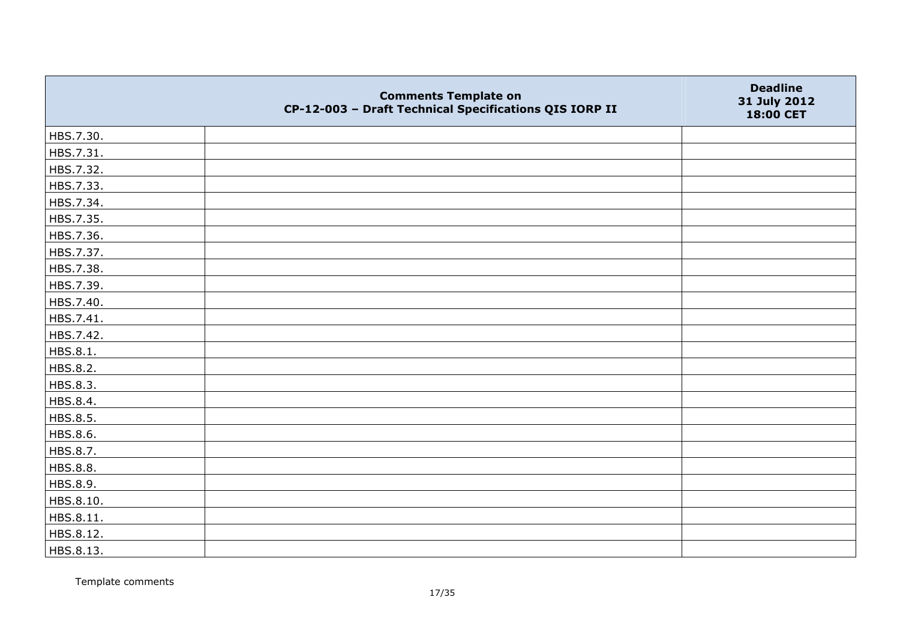| | Comments Template on CP-12-003 – Draft Technical Specifications QIS IORP II | Deadline 31 July 2012 18:00 CET |
|---|---|---|
| HBS.7.30. | | |
| HBS.7.31. | | |
| HBS.7.32. | | |
| HBS.7.33. | | |
| HBS.7.34. | | |
| HBS.7.35. | | |
| HBS.7.36. | | |
| HBS.7.37. | | |
| HBS.7.38. | | |
| HBS.7.39. | | |
| HBS.7.40. | | |
| HBS.7.41. | | |
| HBS.7.42. | | |
| HBS.8.1. | | |
| HBS.8.2. | | |
| HBS.8.3. | | |
| HBS.8.4. | | |
| HBS.8.5. | | |
| HBS.8.6. | | |
| HBS.8.7. | | |
| HBS.8.8. | | |
| HBS.8.9. | | |
| HBS.8.10. | | |
| HBS.8.11. | | |
| HBS.8.12. | | |
| HBS.8.13. | | |

Template comments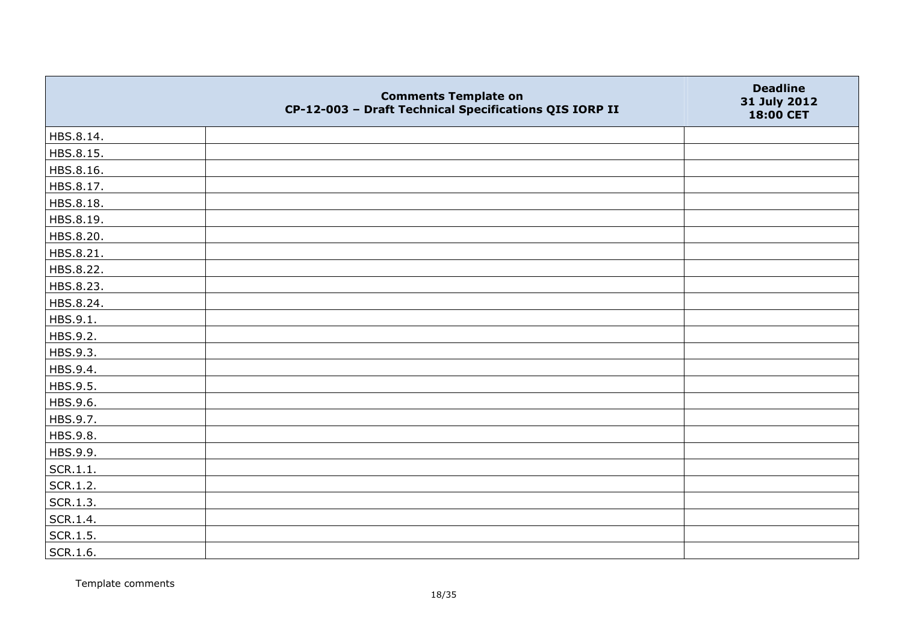| | Comments Template on CP-12-003 – Draft Technical Specifications QIS IORP II | Deadline 31 July 2012 18:00 CET |
|---|---|---|
| HBS.8.14. | | |
| HBS.8.15. | | |
| HBS.8.16. | | |
| HBS.8.17. | | |
| HBS.8.18. | | |
| HBS.8.19. | | |
| HBS.8.20. | | |
| HBS.8.21. | | |
| HBS.8.22. | | |
| HBS.8.23. | | |
| HBS.8.24. | | |
| HBS.9.1. | | |
| HBS.9.2. | | |
| HBS.9.3. | | |
| HBS.9.4. | | |
| HBS.9.5. | | |
| HBS.9.6. | | |
| HBS.9.7. | | |
| HBS.9.8. | | |
| HBS.9.9. | | |
| SCR.1.1. | | |
| SCR.1.2. | | |
| SCR.1.3. | | |
| SCR.1.4. | | |
| SCR.1.5. | | |
| SCR.1.6. | | |

Template comments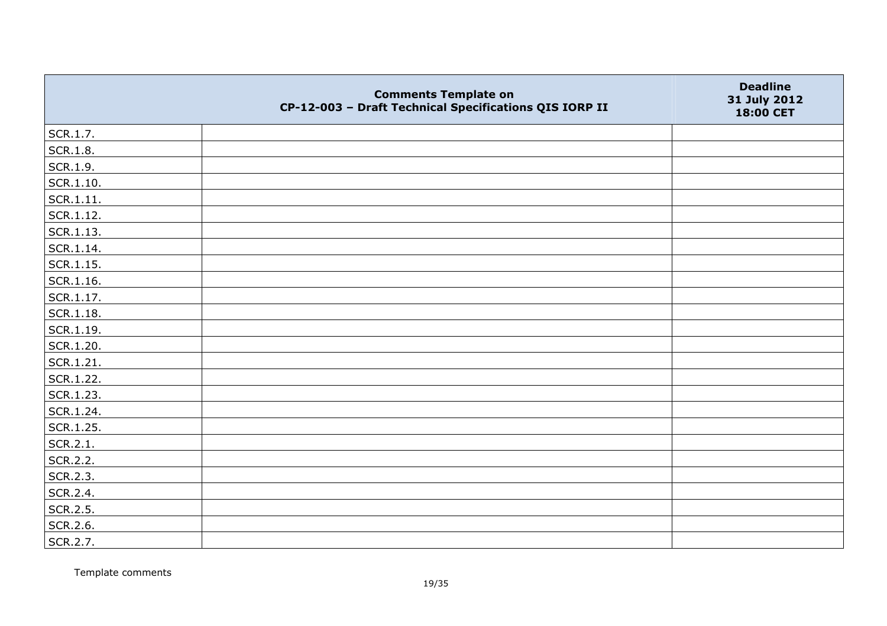| | Comments Template on CP-12-003 – Draft Technical Specifications QIS IORP II | Deadline 31 July 2012 18:00 CET |
|---|---|---|
| SCR.1.7. | | |
| SCR.1.8. | | |
| SCR.1.9. | | |
| SCR.1.10. | | |
| SCR.1.11. | | |
| SCR.1.12. | | |
| SCR.1.13. | | |
| SCR.1.14. | | |
| SCR.1.15. | | |
| SCR.1.16. | | |
| SCR.1.17. | | |
| SCR.1.18. | | |
| SCR.1.19. | | |
| SCR.1.20. | | |
| SCR.1.21. | | |
| SCR.1.22. | | |
| SCR.1.23. | | |
| SCR.1.24. | | |
| SCR.1.25. | | |
| SCR.2.1. | | |
| SCR.2.2. | | |
| SCR.2.3. | | |
| SCR.2.4. | | |
| SCR.2.5. | | |
| SCR.2.6. | | |
| SCR.2.7. | | |

Template comments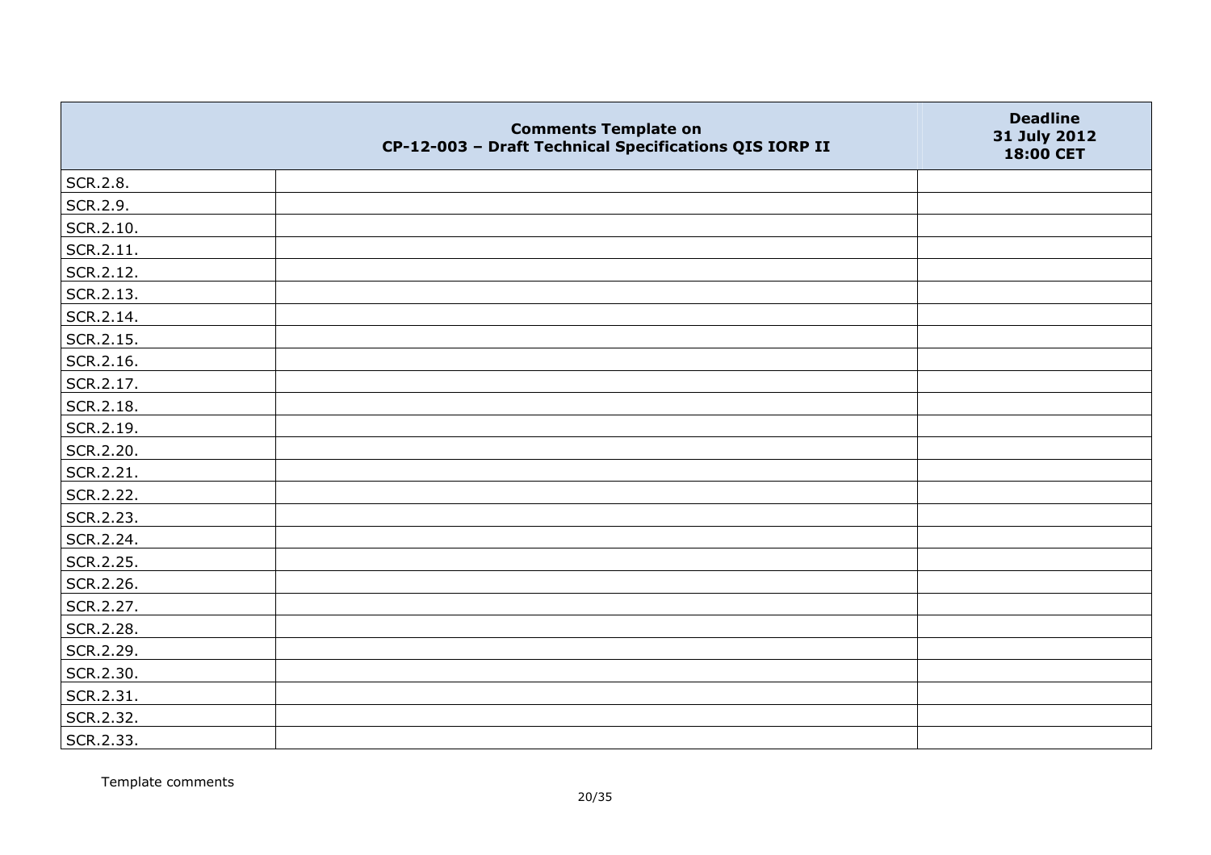|  | Comments Template on CP-12-003 – Draft Technical Specifications QIS IORP II | Deadline 31 July 2012 18:00 CET |
|---|---|---|
| SCR.2.8. |  |  |
| SCR.2.9. |  |  |
| SCR.2.10. |  |  |
| SCR.2.11. |  |  |
| SCR.2.12. |  |  |
| SCR.2.13. |  |  |
| SCR.2.14. |  |  |
| SCR.2.15. |  |  |
| SCR.2.16. |  |  |
| SCR.2.17. |  |  |
| SCR.2.18. |  |  |
| SCR.2.19. |  |  |
| SCR.2.20. |  |  |
| SCR.2.21. |  |  |
| SCR.2.22. |  |  |
| SCR.2.23. |  |  |
| SCR.2.24. |  |  |
| SCR.2.25. |  |  |
| SCR.2.26. |  |  |
| SCR.2.27. |  |  |
| SCR.2.28. |  |  |
| SCR.2.29. |  |  |
| SCR.2.30. |  |  |
| SCR.2.31. |  |  |
| SCR.2.32. |  |  |
| SCR.2.33. |  |  |

Template comments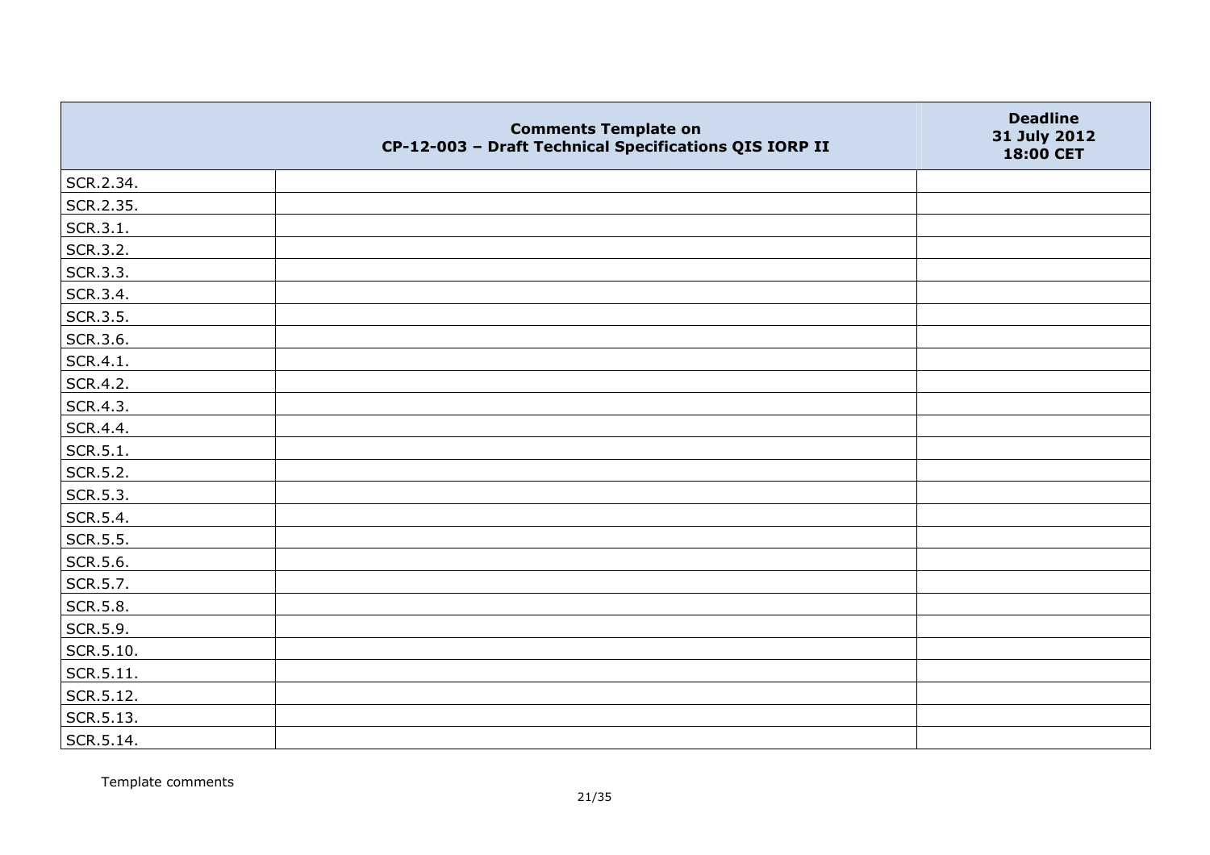| | Comments Template on CP-12-003 – Draft Technical Specifications QIS IORP II | Deadline 31 July 2012 18:00 CET |
|---|---|---|
| SCR.2.34. | | |
| SCR.2.35. | | |
| SCR.3.1. | | |
| SCR.3.2. | | |
| SCR.3.3. | | |
| SCR.3.4. | | |
| SCR.3.5. | | |
| SCR.3.6. | | |
| SCR.4.1. | | |
| SCR.4.2. | | |
| SCR.4.3. | | |
| SCR.4.4. | | |
| SCR.5.1. | | |
| SCR.5.2. | | |
| SCR.5.3. | | |
| SCR.5.4. | | |
| SCR.5.5. | | |
| SCR.5.6. | | |
| SCR.5.7. | | |
| SCR.5.8. | | |
| SCR.5.9. | | |
| SCR.5.10. | | |
| SCR.5.11. | | |
| SCR.5.12. | | |
| SCR.5.13. | | |
| SCR.5.14. | | |

Template comments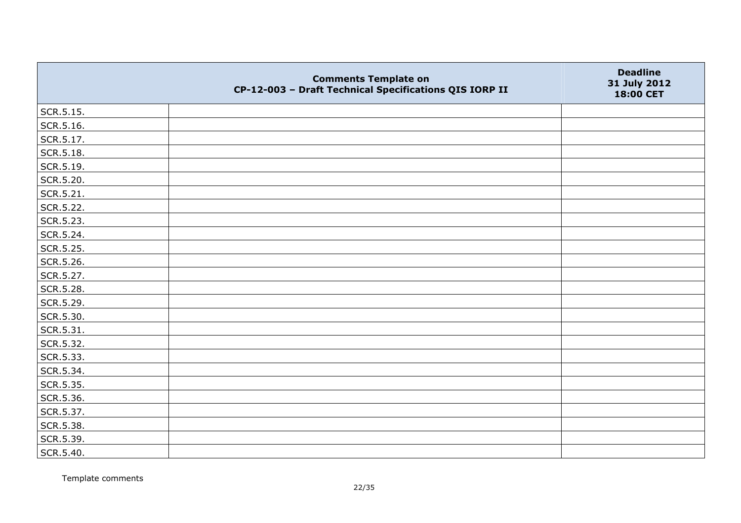|  | Comments Template on CP-12-003 – Draft Technical Specifications QIS IORP II | Deadline 31 July 2012 18:00 CET |
|---|---|---|
| SCR.5.15. |  |  |
| SCR.5.16. |  |  |
| SCR.5.17. |  |  |
| SCR.5.18. |  |  |
| SCR.5.19. |  |  |
| SCR.5.20. |  |  |
| SCR.5.21. |  |  |
| SCR.5.22. |  |  |
| SCR.5.23. |  |  |
| SCR.5.24. |  |  |
| SCR.5.25. |  |  |
| SCR.5.26. |  |  |
| SCR.5.27. |  |  |
| SCR.5.28. |  |  |
| SCR.5.29. |  |  |
| SCR.5.30. |  |  |
| SCR.5.31. |  |  |
| SCR.5.32. |  |  |
| SCR.5.33. |  |  |
| SCR.5.34. |  |  |
| SCR.5.35. |  |  |
| SCR.5.36. |  |  |
| SCR.5.37. |  |  |
| SCR.5.38. |  |  |
| SCR.5.39. |  |  |
| SCR.5.40. |  |  |

Template comments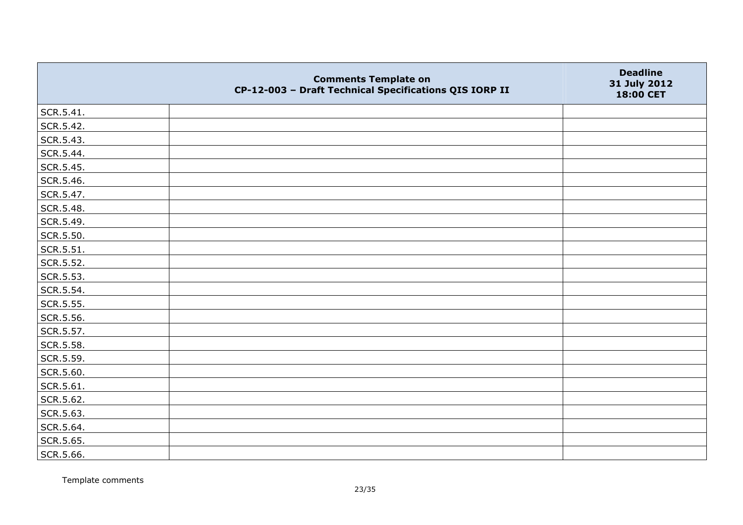| | Comments Template on CP-12-003 – Draft Technical Specifications QIS IORP II | Deadline 31 July 2012 18:00 CET |
|---|---|---|
| SCR.5.41. | | |
| SCR.5.42. | | |
| SCR.5.43. | | |
| SCR.5.44. | | |
| SCR.5.45. | | |
| SCR.5.46. | | |
| SCR.5.47. | | |
| SCR.5.48. | | |
| SCR.5.49. | | |
| SCR.5.50. | | |
| SCR.5.51. | | |
| SCR.5.52. | | |
| SCR.5.53. | | |
| SCR.5.54. | | |
| SCR.5.55. | | |
| SCR.5.56. | | |
| SCR.5.57. | | |
| SCR.5.58. | | |
| SCR.5.59. | | |
| SCR.5.60. | | |
| SCR.5.61. | | |
| SCR.5.62. | | |
| SCR.5.63. | | |
| SCR.5.64. | | |
| SCR.5.65. | | |
| SCR.5.66. | | |

Template comments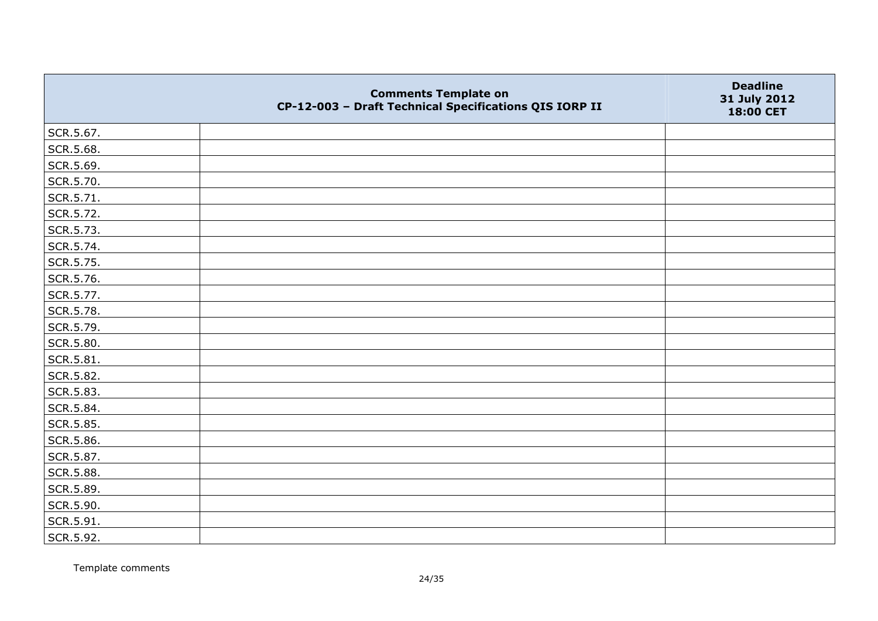| | Comments Template on CP-12-003 – Draft Technical Specifications QIS IORP II | Deadline 31 July 2012 18:00 CET |
|---|---|---|
| SCR.5.67. | | |
| SCR.5.68. | | |
| SCR.5.69. | | |
| SCR.5.70. | | |
| SCR.5.71. | | |
| SCR.5.72. | | |
| SCR.5.73. | | |
| SCR.5.74. | | |
| SCR.5.75. | | |
| SCR.5.76. | | |
| SCR.5.77. | | |
| SCR.5.78. | | |
| SCR.5.79. | | |
| SCR.5.80. | | |
| SCR.5.81. | | |
| SCR.5.82. | | |
| SCR.5.83. | | |
| SCR.5.84. | | |
| SCR.5.85. | | |
| SCR.5.86. | | |
| SCR.5.87. | | |
| SCR.5.88. | | |
| SCR.5.89. | | |
| SCR.5.90. | | |
| SCR.5.91. | | |
| SCR.5.92. | | |

Template comments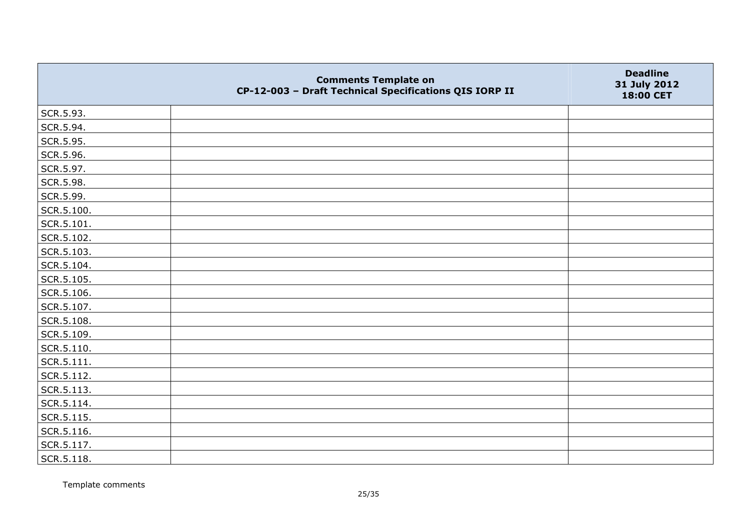| | Comments Template on CP-12-003 – Draft Technical Specifications QIS IORP II | Deadline 31 July 2012 18:00 CET |
|---|---|---|
| SCR.5.93. | | |
| SCR.5.94. | | |
| SCR.5.95. | | |
| SCR.5.96. | | |
| SCR.5.97. | | |
| SCR.5.98. | | |
| SCR.5.99. | | |
| SCR.5.100. | | |
| SCR.5.101. | | |
| SCR.5.102. | | |
| SCR.5.103. | | |
| SCR.5.104. | | |
| SCR.5.105. | | |
| SCR.5.106. | | |
| SCR.5.107. | | |
| SCR.5.108. | | |
| SCR.5.109. | | |
| SCR.5.110. | | |
| SCR.5.111. | | |
| SCR.5.112. | | |
| SCR.5.113. | | |
| SCR.5.114. | | |
| SCR.5.115. | | |
| SCR.5.116. | | |
| SCR.5.117. | | |
| SCR.5.118. | | |

Template comments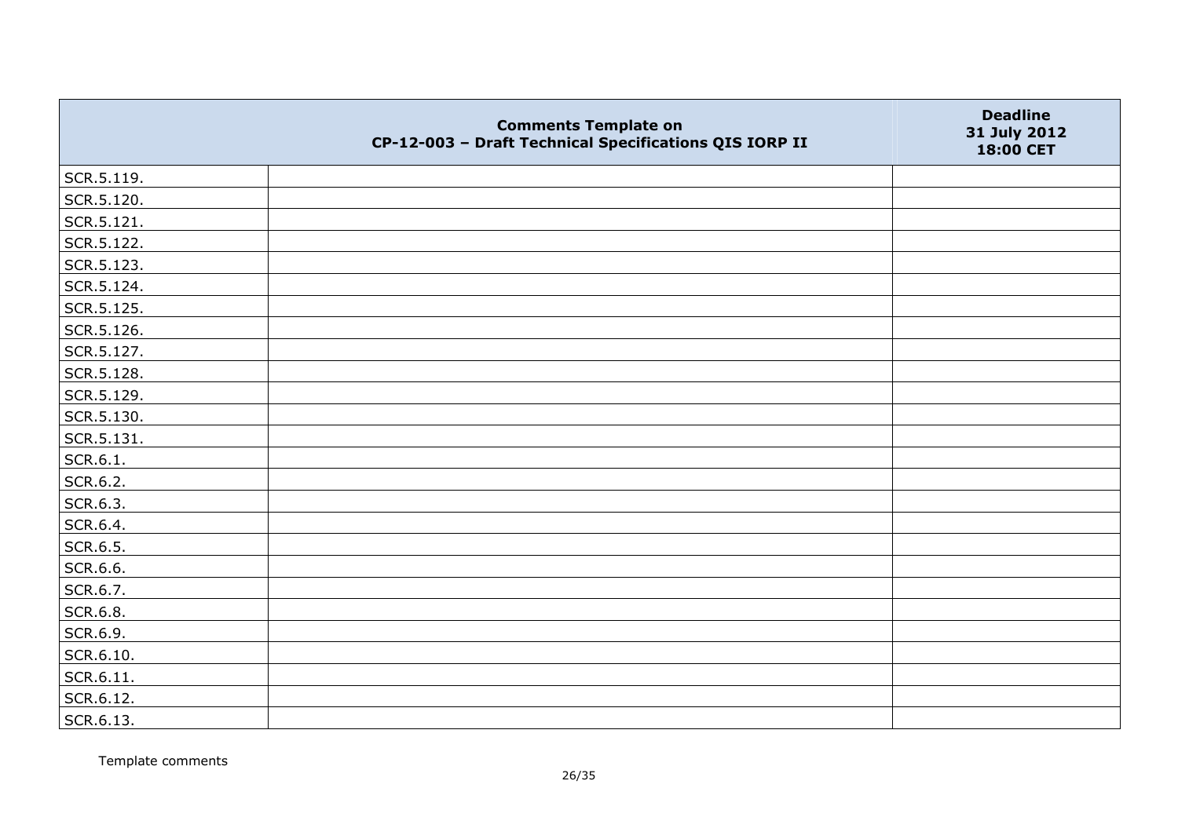| | Comments Template on CP-12-003 – Draft Technical Specifications QIS IORP II | Deadline 31 July 2012 18:00 CET |
|---|---|---|
| SCR.5.119. | | |
| SCR.5.120. | | |
| SCR.5.121. | | |
| SCR.5.122. | | |
| SCR.5.123. | | |
| SCR.5.124. | | |
| SCR.5.125. | | |
| SCR.5.126. | | |
| SCR.5.127. | | |
| SCR.5.128. | | |
| SCR.5.129. | | |
| SCR.5.130. | | |
| SCR.5.131. | | |
| SCR.6.1. | | |
| SCR.6.2. | | |
| SCR.6.3. | | |
| SCR.6.4. | | |
| SCR.6.5. | | |
| SCR.6.6. | | |
| SCR.6.7. | | |
| SCR.6.8. | | |
| SCR.6.9. | | |
| SCR.6.10. | | |
| SCR.6.11. | | |
| SCR.6.12. | | |
| SCR.6.13. | | |

Template comments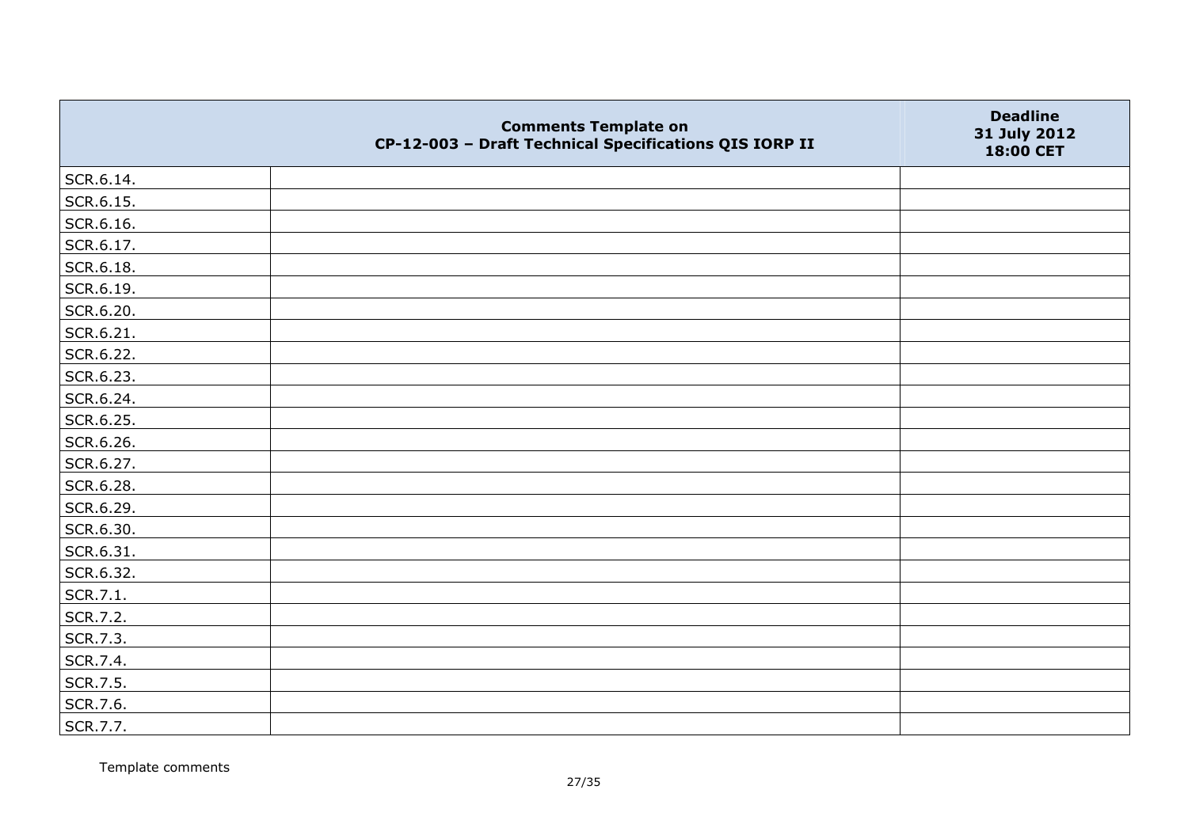| | Comments Template on CP-12-003 – Draft Technical Specifications QIS IORP II | Deadline 31 July 2012 18:00 CET |
|---|---|---|
| SCR.6.14. | | |
| SCR.6.15. | | |
| SCR.6.16. | | |
| SCR.6.17. | | |
| SCR.6.18. | | |
| SCR.6.19. | | |
| SCR.6.20. | | |
| SCR.6.21. | | |
| SCR.6.22. | | |
| SCR.6.23. | | |
| SCR.6.24. | | |
| SCR.6.25. | | |
| SCR.6.26. | | |
| SCR.6.27. | | |
| SCR.6.28. | | |
| SCR.6.29. | | |
| SCR.6.30. | | |
| SCR.6.31. | | |
| SCR.6.32. | | |
| SCR.7.1. | | |
| SCR.7.2. | | |
| SCR.7.3. | | |
| SCR.7.4. | | |
| SCR.7.5. | | |
| SCR.7.6. | | |
| SCR.7.7. | | |

Template comments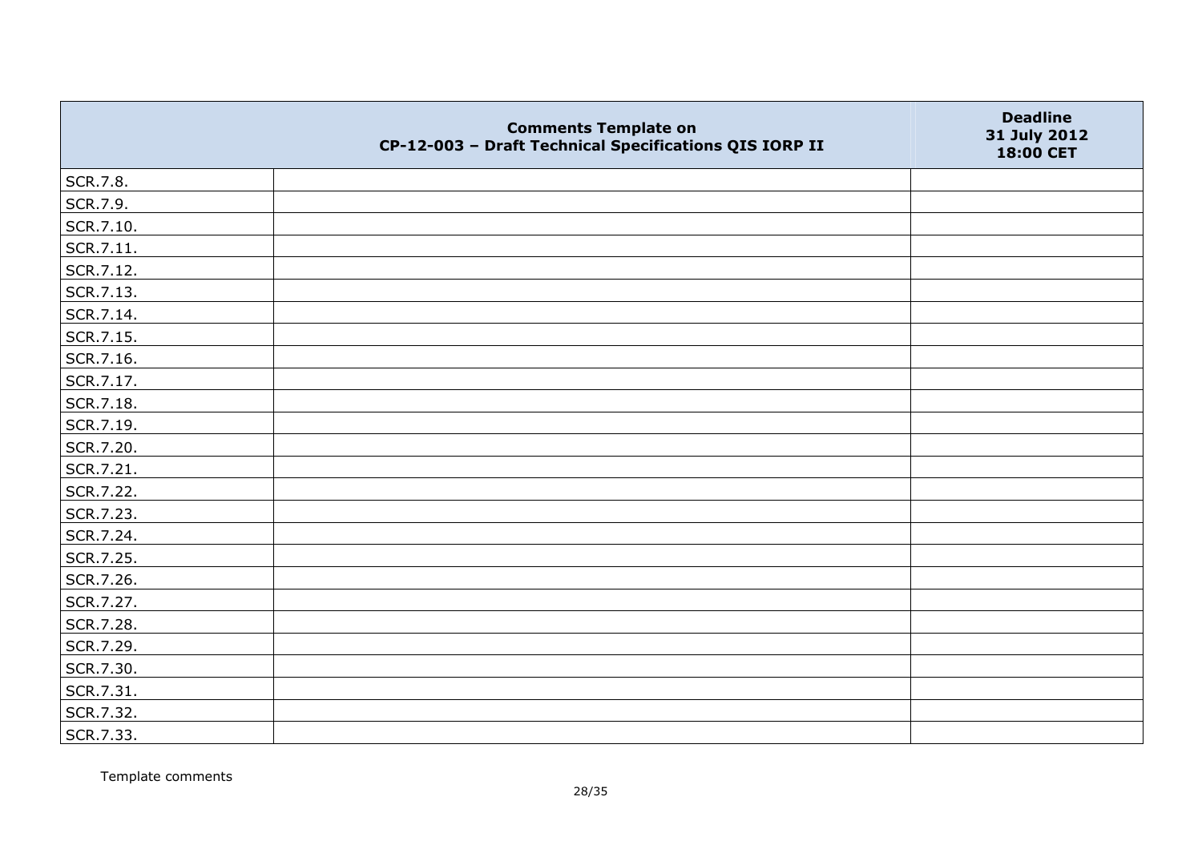|  | Comments Template on CP-12-003 – Draft Technical Specifications QIS IORP II | Deadline 31 July 2012 18:00 CET |
| --- | --- | --- |
| SCR.7.8. |  |  |
| SCR.7.9. |  |  |
| SCR.7.10. |  |  |
| SCR.7.11. |  |  |
| SCR.7.12. |  |  |
| SCR.7.13. |  |  |
| SCR.7.14. |  |  |
| SCR.7.15. |  |  |
| SCR.7.16. |  |  |
| SCR.7.17. |  |  |
| SCR.7.18. |  |  |
| SCR.7.19. |  |  |
| SCR.7.20. |  |  |
| SCR.7.21. |  |  |
| SCR.7.22. |  |  |
| SCR.7.23. |  |  |
| SCR.7.24. |  |  |
| SCR.7.25. |  |  |
| SCR.7.26. |  |  |
| SCR.7.27. |  |  |
| SCR.7.28. |  |  |
| SCR.7.29. |  |  |
| SCR.7.30. |  |  |
| SCR.7.31. |  |  |
| SCR.7.32. |  |  |
| SCR.7.33. |  |  |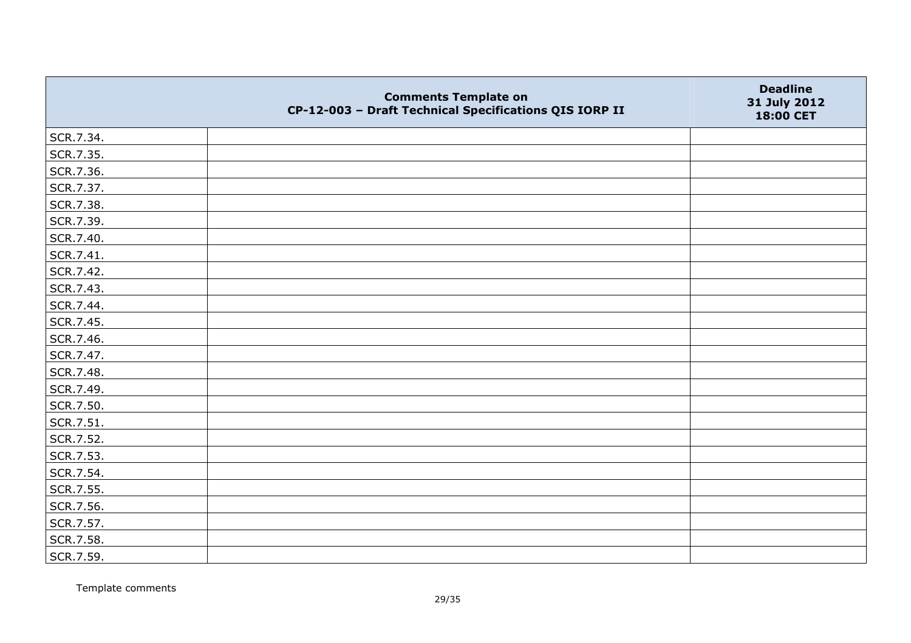| | Comments Template on CP-12-003 – Draft Technical Specifications QIS IORP II | Deadline 31 July 2012 18:00 CET |
|---|---|---|
| SCR.7.34. | | |
| SCR.7.35. | | |
| SCR.7.36. | | |
| SCR.7.37. | | |
| SCR.7.38. | | |
| SCR.7.39. | | |
| SCR.7.40. | | |
| SCR.7.41. | | |
| SCR.7.42. | | |
| SCR.7.43. | | |
| SCR.7.44. | | |
| SCR.7.45. | | |
| SCR.7.46. | | |
| SCR.7.47. | | |
| SCR.7.48. | | |
| SCR.7.49. | | |
| SCR.7.50. | | |
| SCR.7.51. | | |
| SCR.7.52. | | |
| SCR.7.53. | | |
| SCR.7.54. | | |
| SCR.7.55. | | |
| SCR.7.56. | | |
| SCR.7.57. | | |
| SCR.7.58. | | |
| SCR.7.59. | | |

Template comments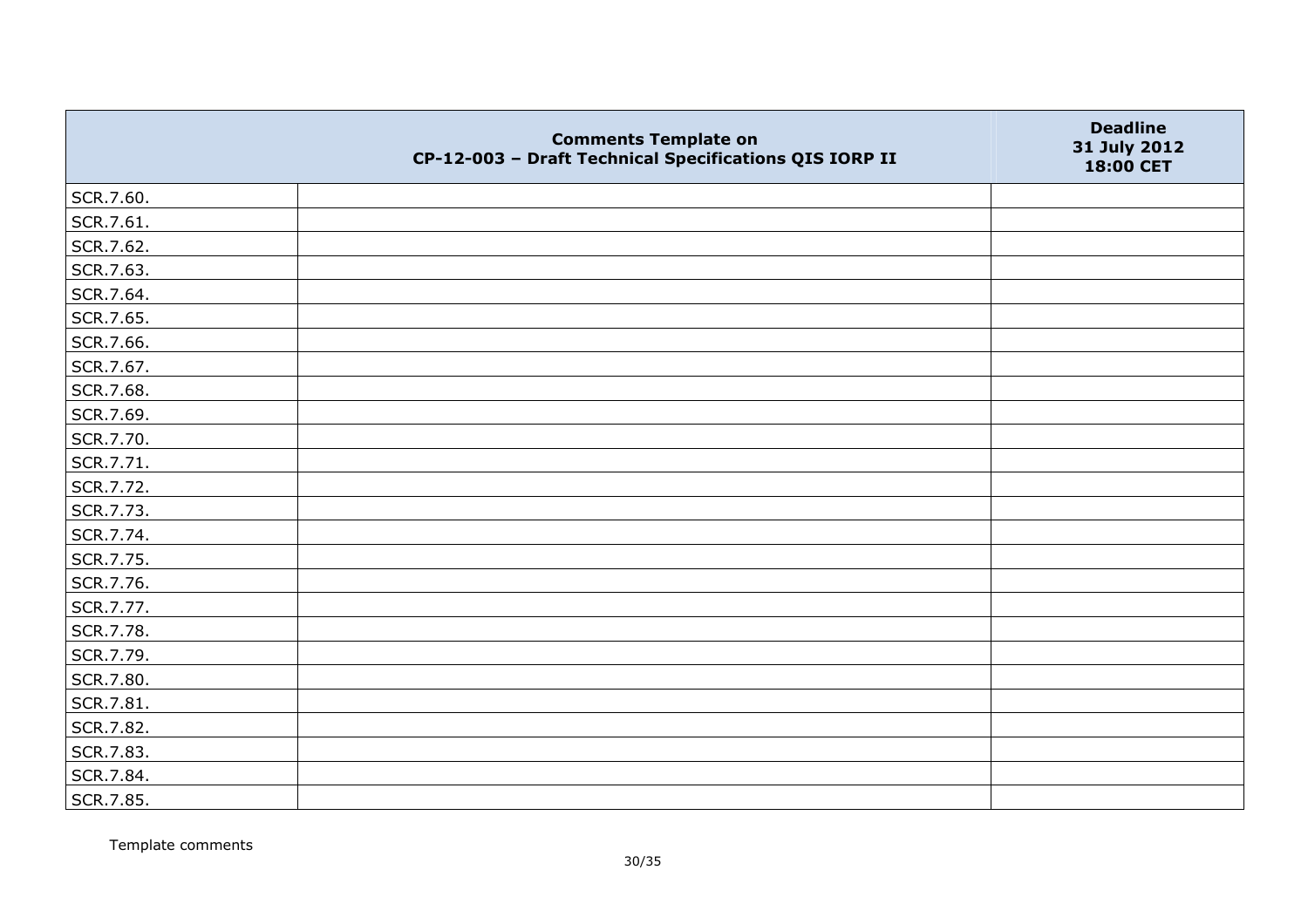| | Comments Template on CP-12-003 – Draft Technical Specifications QIS IORP II | Deadline 31 July 2012 18:00 CET |
|---|---|---|
| SCR.7.60. | | |
| SCR.7.61. | | |
| SCR.7.62. | | |
| SCR.7.63. | | |
| SCR.7.64. | | |
| SCR.7.65. | | |
| SCR.7.66. | | |
| SCR.7.67. | | |
| SCR.7.68. | | |
| SCR.7.69. | | |
| SCR.7.70. | | |
| SCR.7.71. | | |
| SCR.7.72. | | |
| SCR.7.73. | | |
| SCR.7.74. | | |
| SCR.7.75. | | |
| SCR.7.76. | | |
| SCR.7.77. | | |
| SCR.7.78. | | |
| SCR.7.79. | | |
| SCR.7.80. | | |
| SCR.7.81. | | |
| SCR.7.82. | | |
| SCR.7.83. | | |
| SCR.7.84. | | |
| SCR.7.85. | | |

Template comments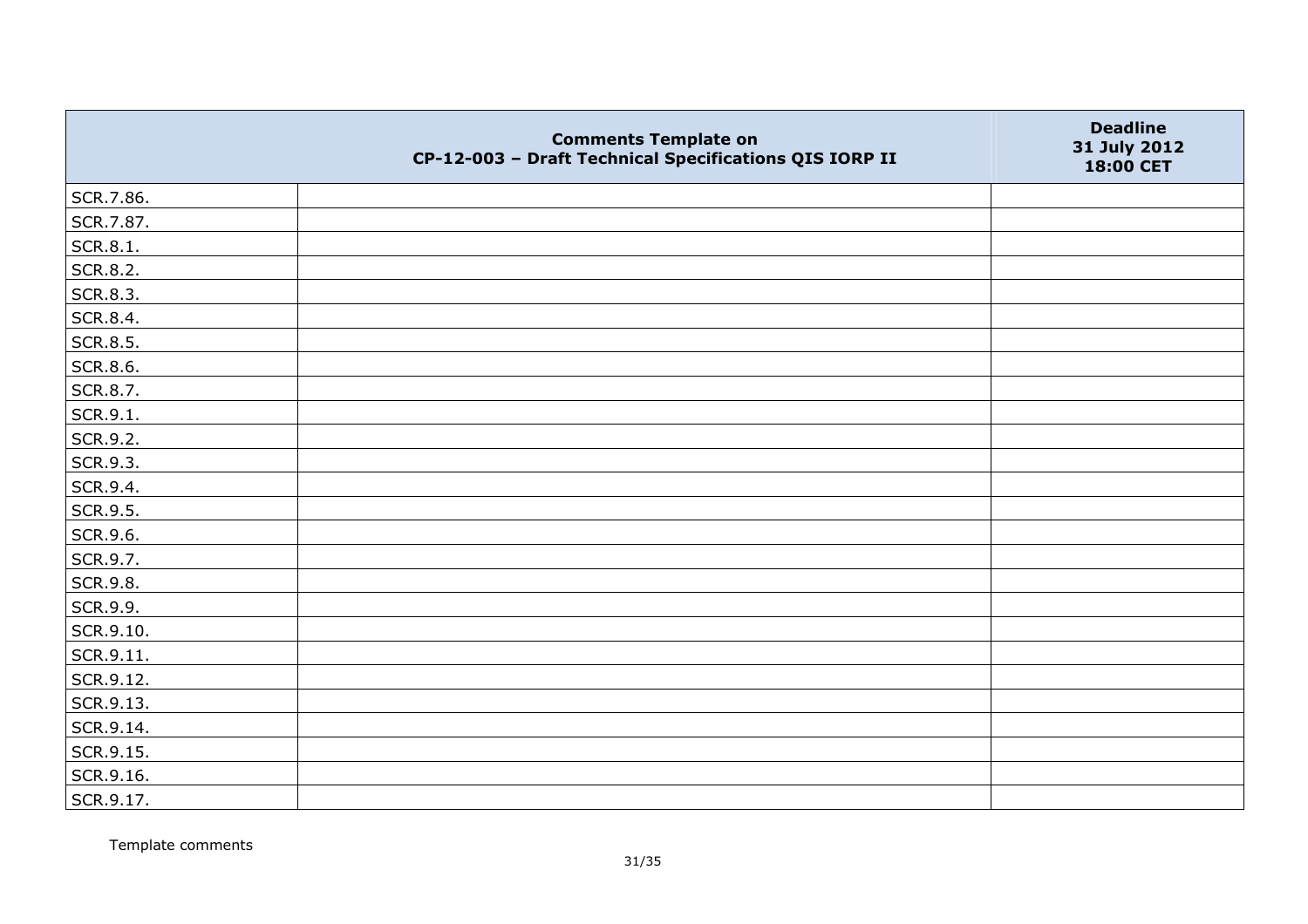| | Comments Template on CP-12-003 – Draft Technical Specifications QIS IORP II | Deadline 31 July 2012 18:00 CET |
|---|---|---|
| SCR.7.86. | | |
| SCR.7.87. | | |
| SCR.8.1. | | |
| SCR.8.2. | | |
| SCR.8.3. | | |
| SCR.8.4. | | |
| SCR.8.5. | | |
| SCR.8.6. | | |
| SCR.8.7. | | |
| SCR.9.1. | | |
| SCR.9.2. | | |
| SCR.9.3. | | |
| SCR.9.4. | | |
| SCR.9.5. | | |
| SCR.9.6. | | |
| SCR.9.7. | | |
| SCR.9.8. | | |
| SCR.9.9. | | |
| SCR.9.10. | | |
| SCR.9.11. | | |
| SCR.9.12. | | |
| SCR.9.13. | | |
| SCR.9.14. | | |
| SCR.9.15. | | |
| SCR.9.16. | | |
| SCR.9.17. | | |

Template comments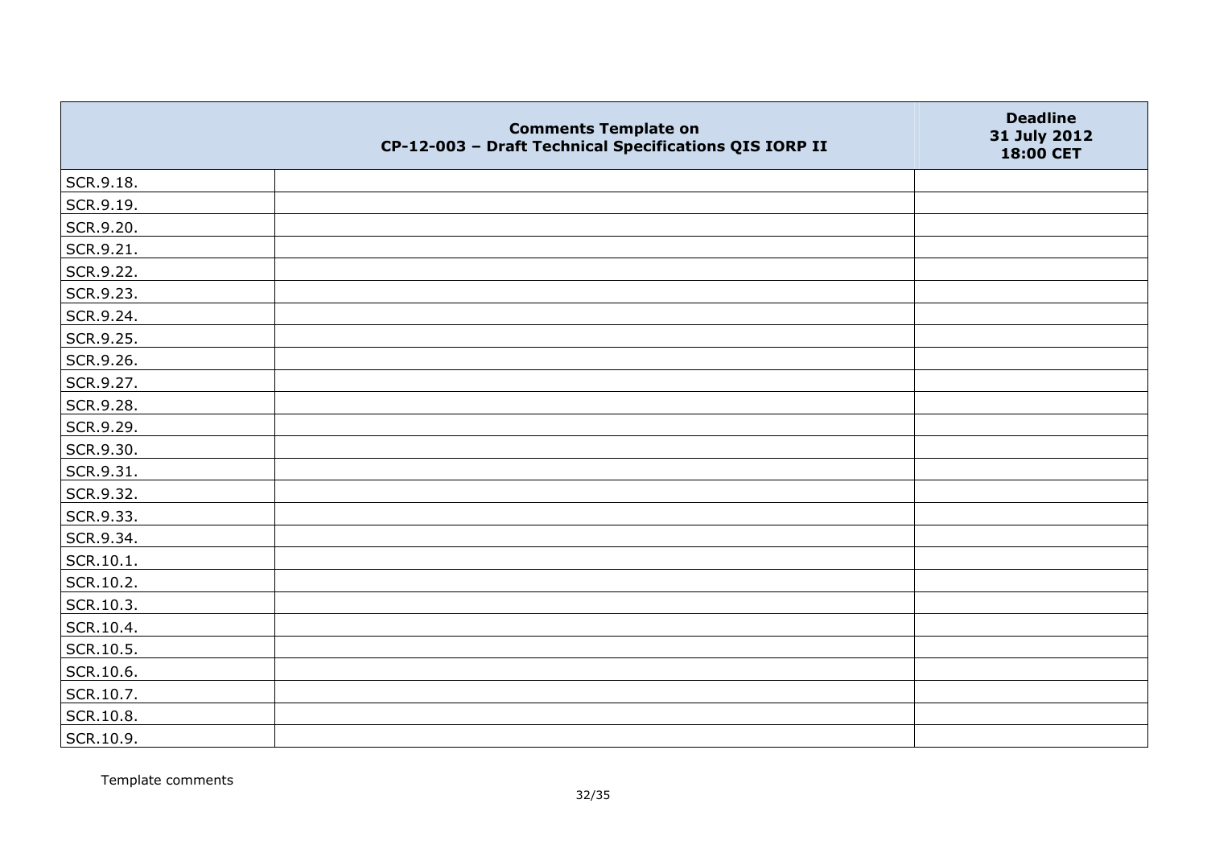| | Comments Template on CP-12-003 – Draft Technical Specifications QIS IORP II | Deadline 31 July 2012 18:00 CET |
|---|---|---|
| SCR.9.18. | | |
| SCR.9.19. | | |
| SCR.9.20. | | |
| SCR.9.21. | | |
| SCR.9.22. | | |
| SCR.9.23. | | |
| SCR.9.24. | | |
| SCR.9.25. | | |
| SCR.9.26. | | |
| SCR.9.27. | | |
| SCR.9.28. | | |
| SCR.9.29. | | |
| SCR.9.30. | | |
| SCR.9.31. | | |
| SCR.9.32. | | |
| SCR.9.33. | | |
| SCR.9.34. | | |
| SCR.10.1. | | |
| SCR.10.2. | | |
| SCR.10.3. | | |
| SCR.10.4. | | |
| SCR.10.5. | | |
| SCR.10.6. | | |
| SCR.10.7. | | |
| SCR.10.8. | | |
| SCR.10.9. | | |

Template comments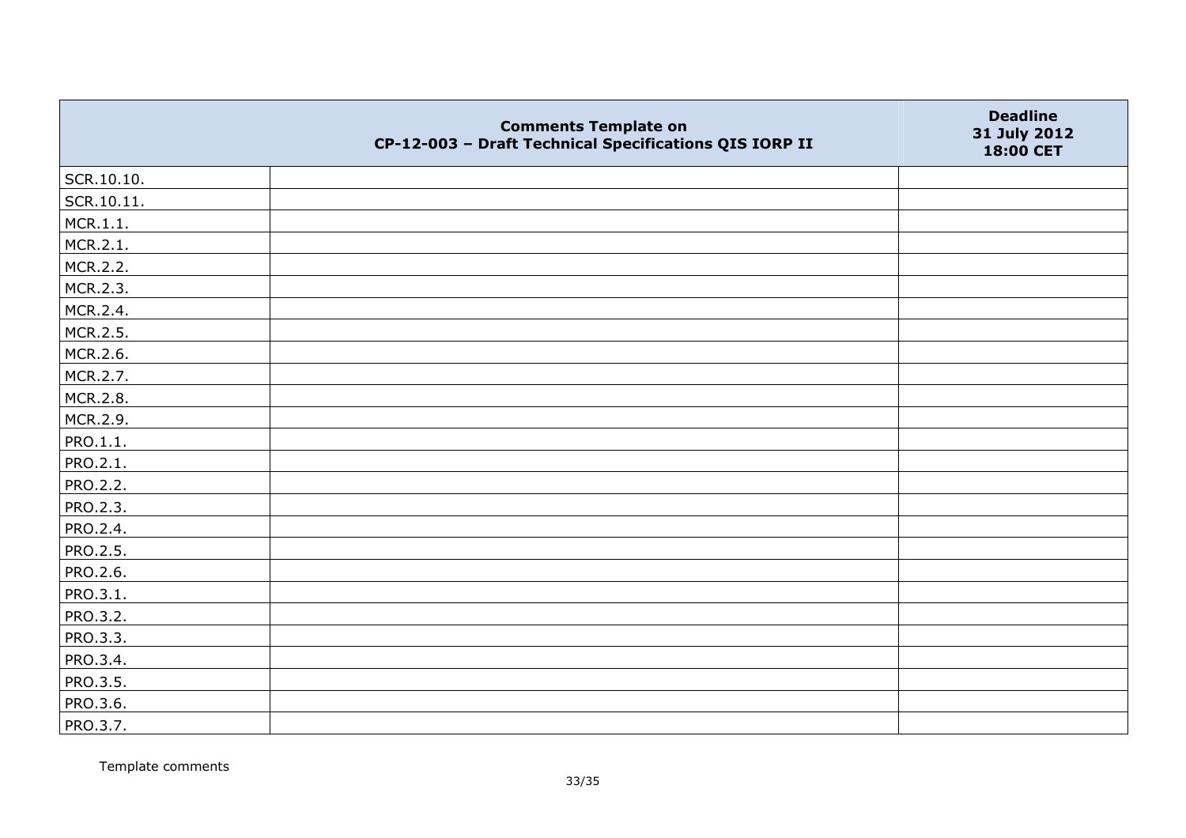|  | Comments Template on CP-12-003 – Draft Technical Specifications QIS IORP II | Deadline 31 July 2012 18:00 CET |
|---|---|---|
| SCR.10.10. | | |
| SCR.10.11. | | |
| MCR.1.1. | | |
| MCR.2.1. | | |
| MCR.2.2. | | |
| MCR.2.3. | | |
| MCR.2.4. | | |
| MCR.2.5. | | |
| MCR.2.6. | | |
| MCR.2.7. | | |
| MCR.2.8. | | |
| MCR.2.9. | | |
| PRO.1.1. | | |
| PRO.2.1. | | |
| PRO.2.2. | | |
| PRO.2.3. | | |
| PRO.2.4. | | |
| PRO.2.5. | | |
| PRO.2.6. | | |
| PRO.3.1. | | |
| PRO.3.2. | | |
| PRO.3.3. | | |
| PRO.3.4. | | |
| PRO.3.5. | | |
| PRO.3.6. | | |
| PRO.3.7. | | |

Template comments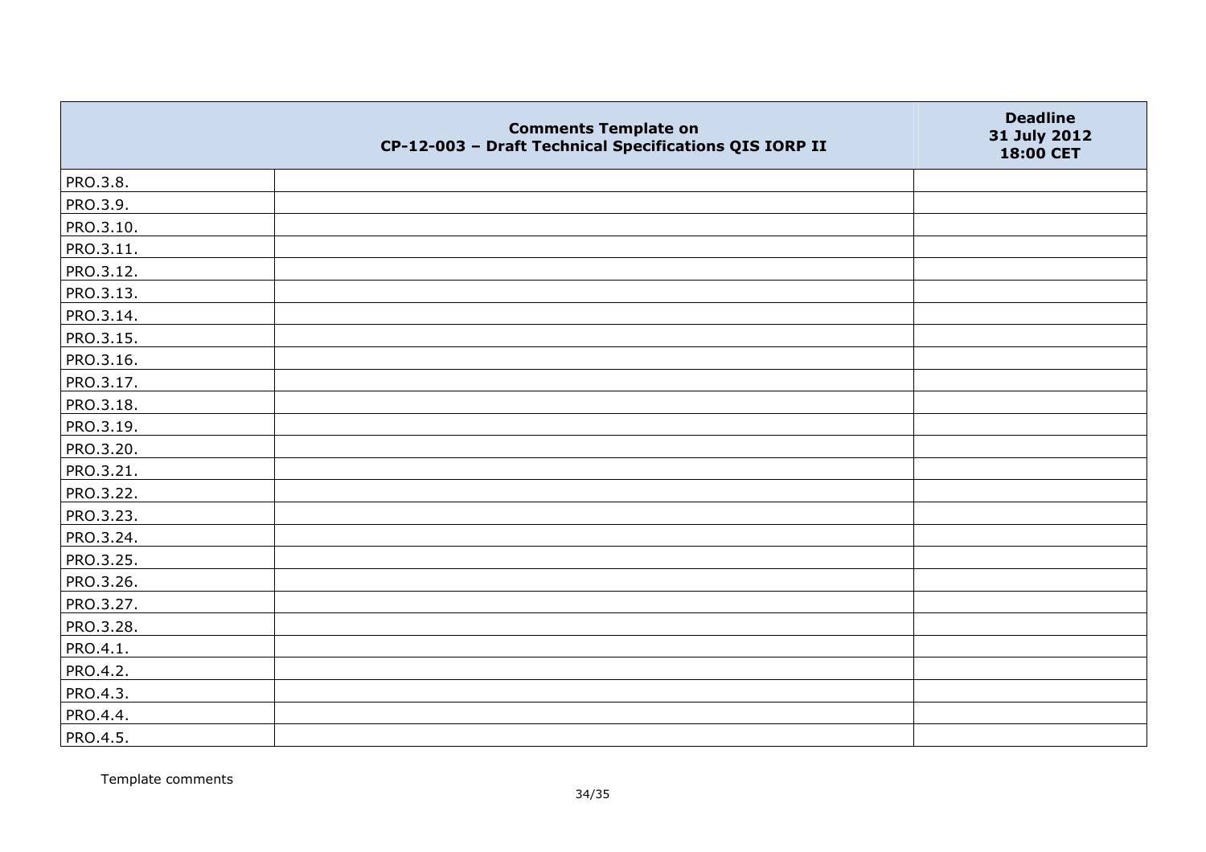| | Comments Template on CP-12-003 – Draft Technical Specifications QIS IORP II | Deadline 31 July 2012 18:00 CET |
|---|---|---|
| PRO.3.8. | | |
| PRO.3.9. | | |
| PRO.3.10. | | |
| PRO.3.11. | | |
| PRO.3.12. | | |
| PRO.3.13. | | |
| PRO.3.14. | | |
| PRO.3.15. | | |
| PRO.3.16. | | |
| PRO.3.17. | | |
| PRO.3.18. | | |
| PRO.3.19. | | |
| PRO.3.20. | | |
| PRO.3.21. | | |
| PRO.3.22. | | |
| PRO.3.23. | | |
| PRO.3.24. | | |
| PRO.3.25. | | |
| PRO.3.26. | | |
| PRO.3.27. | | |
| PRO.3.28. | | |
| PRO.4.1. | | |
| PRO.4.2. | | |
| PRO.4.3. | | |
| PRO.4.4. | | |
| PRO.4.5. | | |

Template comments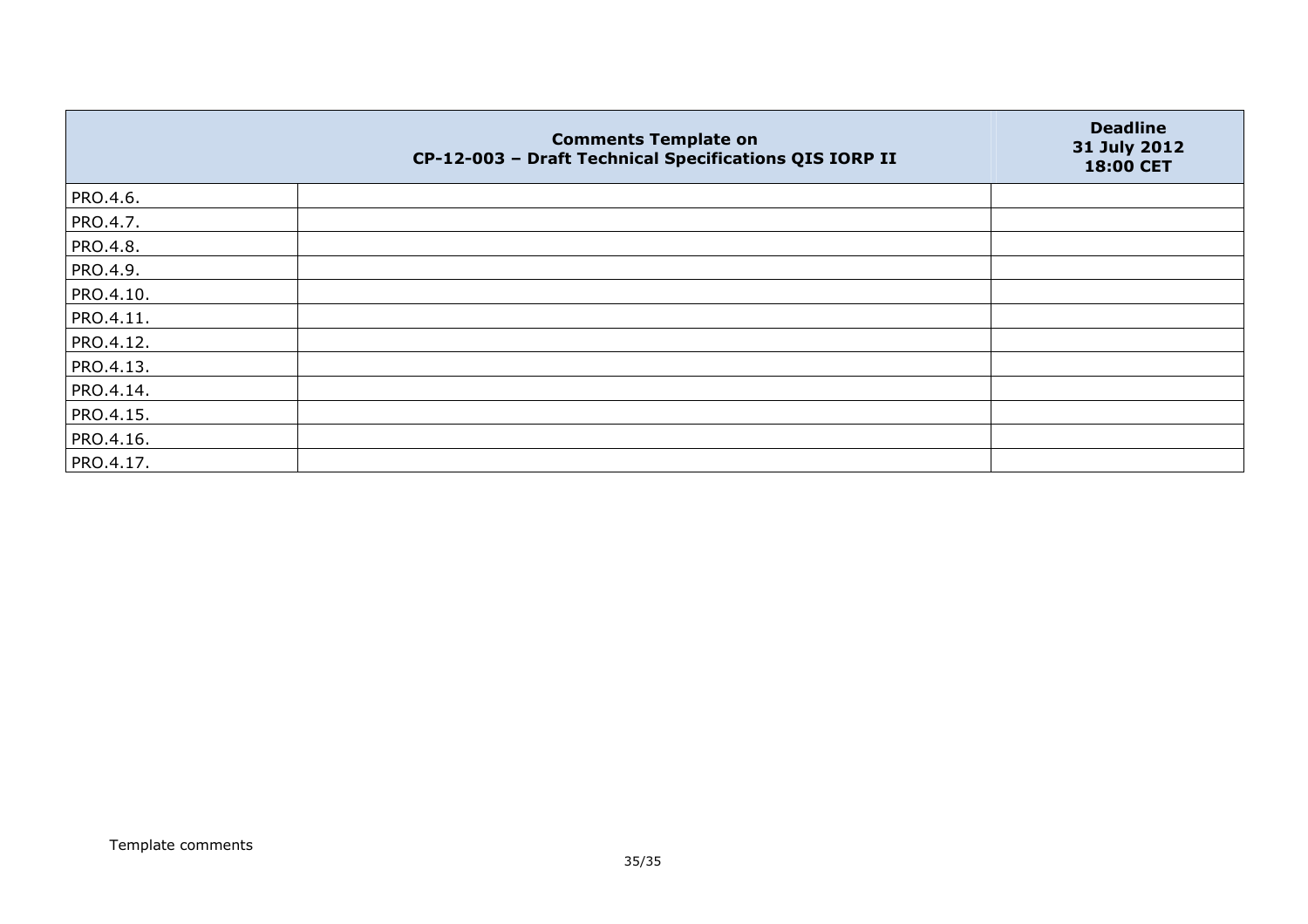| | Comments Template on CP-12-003 – Draft Technical Specifications QIS IORP II | Deadline 31 July 2012 18:00 CET |
|---|---|---|
| PRO.4.6. | | |
| PRO.4.7. | | |
| PRO.4.8. | | |
| PRO.4.9. | | |
| PRO.4.10. | | |
| PRO.4.11. | | |
| PRO.4.12. | | |
| PRO.4.13. | | |
| PRO.4.14. | | |
| PRO.4.15. | | |
| PRO.4.16. | | |
| PRO.4.17. | | |